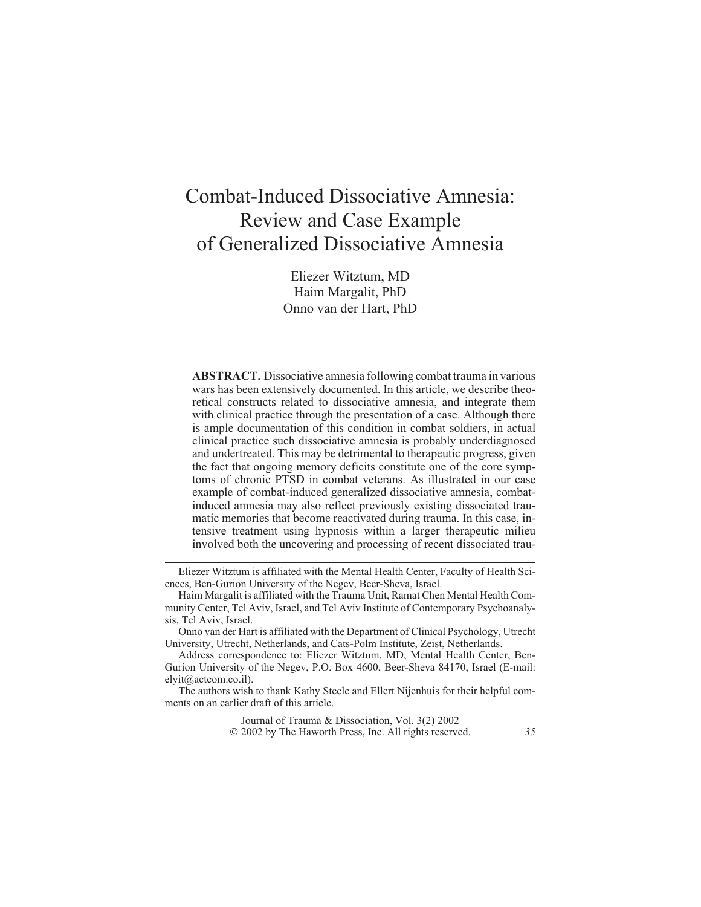# Combat-Induced Dissociative Amnesia: Review and Case Example of Generalized Dissociative Amnesia

Eliezer Witztum, MD
Haim Margalit, PhD
Onno van der Hart, PhD

**ABSTRACT.** Dissociative amnesia following combat trauma in various wars has been extensively documented. In this article, we describe theoretical constructs related to dissociative amnesia, and integrate them with clinical practice through the presentation of a case. Although there is ample documentation of this condition in combat soldiers, in actual clinical practice such dissociative amnesia is probably underdiagnosed and undertreated. This may be detrimental to therapeutic progress, given the fact that ongoing memory deficits constitute one of the core symptoms of chronic PTSD in combat veterans. As illustrated in our case example of combat-induced generalized dissociative amnesia, combat-induced amnesia may also reflect previously existing dissociated traumatic memories that become reactivated during trauma. In this case, intensive treatment using hypnosis within a larger therapeutic milieu involved both the uncovering and processing of recent dissociated trau-

---

Eliezer Witztum is affiliated with the Mental Health Center, Faculty of Health Sciences, Ben-Gurion University of the Negev, Beer-Sheva, Israel.

Haim Margalit is affiliated with the Trauma Unit, Ramat Chen Mental Health Community Center, Tel Aviv, Israel, and Tel Aviv Institute of Contemporary Psychoanalysis, Tel Aviv, Israel.

Onno van der Hart is affiliated with the Department of Clinical Psychology, Utrecht University, Utrecht, Netherlands, and Cats-Polm Institute, Zeist, Netherlands.

Address correspondence to: Eliezer Witztum, MD, Mental Health Center, Ben-Gurion University of the Negev, P.O. Box 4600, Beer-Sheva 84170, Israel (E-mail: elyit@actcom.co.il).

The authors wish to thank Kathy Steele and Ellert Nijenhuis for their helpful comments on an earlier draft of this article.

Journal of Trauma & Dissociation, Vol. 3(2) 2002
© 2002 by The Haworth Press, Inc. All rights reserved.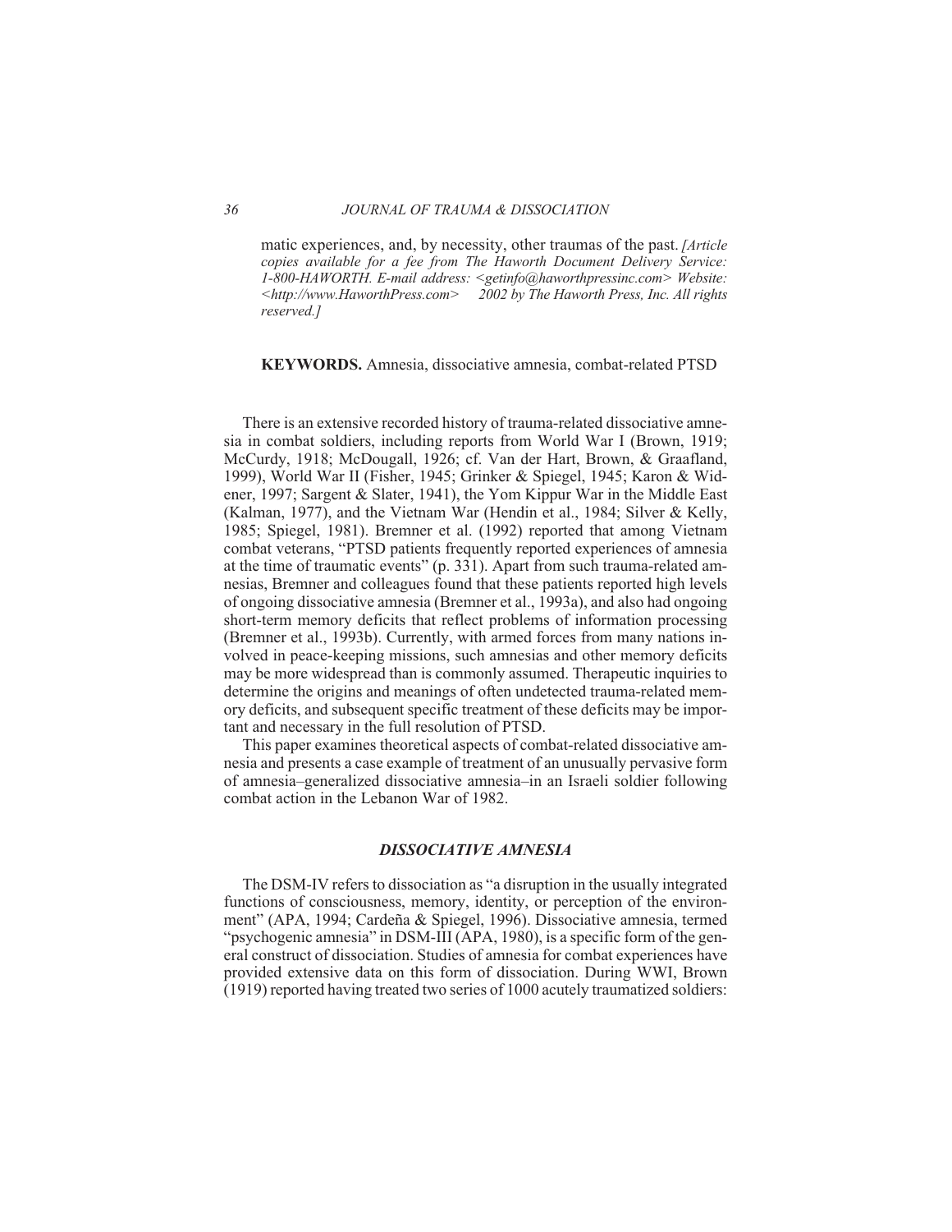matic experiences, and, by necessity, other traumas of the past. *[Article copies available for a fee from The Haworth Document Delivery Service: 1-800-HAWORTH. E-mail address: <getinfo@haworthpressinc.com> Website: <http://www.HaworthPress.com> 2002 by The Haworth Press, Inc. All rights reserved.]*

**KEYWORDS.** Amnesia, dissociative amnesia, combat-related PTSD

There is an extensive recorded history of trauma-related dissociative amnesia in combat soldiers, including reports from World War I (Brown, 1919; McCurdy, 1918; McDougall, 1926; cf. Van der Hart, Brown, & Graafland, 1999), World War II (Fisher, 1945; Grinker & Spiegel, 1945; Karon & Widener, 1997; Sargent & Slater, 1941), the Yom Kippur War in the Middle East (Kalman, 1977), and the Vietnam War (Hendin et al., 1984; Silver & Kelly, 1985; Spiegel, 1981). Bremner et al. (1992) reported that among Vietnam combat veterans, "PTSD patients frequently reported experiences of amnesia at the time of traumatic events" (p. 331). Apart from such trauma-related amnesias, Bremner and colleagues found that these patients reported high levels of ongoing dissociative amnesia (Bremner et al., 1993a), and also had ongoing short-term memory deficits that reflect problems of information processing (Bremner et al., 1993b). Currently, with armed forces from many nations involved in peace-keeping missions, such amnesias and other memory deficits may be more widespread than is commonly assumed. Therapeutic inquiries to determine the origins and meanings of often undetected trauma-related memory deficits, and subsequent specific treatment of these deficits may be important and necessary in the full resolution of PTSD.

This paper examines theoretical aspects of combat-related dissociative amnesia and presents a case example of treatment of an unusually pervasive form of amnesia–generalized dissociative amnesia–in an Israeli soldier following combat action in the Lebanon War of 1982.

## *DISSOCIATIVE AMNESIA*

The DSM-IV refers to dissociation as "a disruption in the usually integrated functions of consciousness, memory, identity, or perception of the environment" (APA, 1994; Cardeña & Spiegel, 1996). Dissociative amnesia, termed "psychogenic amnesia" in DSM-III (APA, 1980), is a specific form of the general construct of dissociation. Studies of amnesia for combat experiences have provided extensive data on this form of dissociation. During WWI, Brown (1919) reported having treated two series of 1000 acutely traumatized soldiers: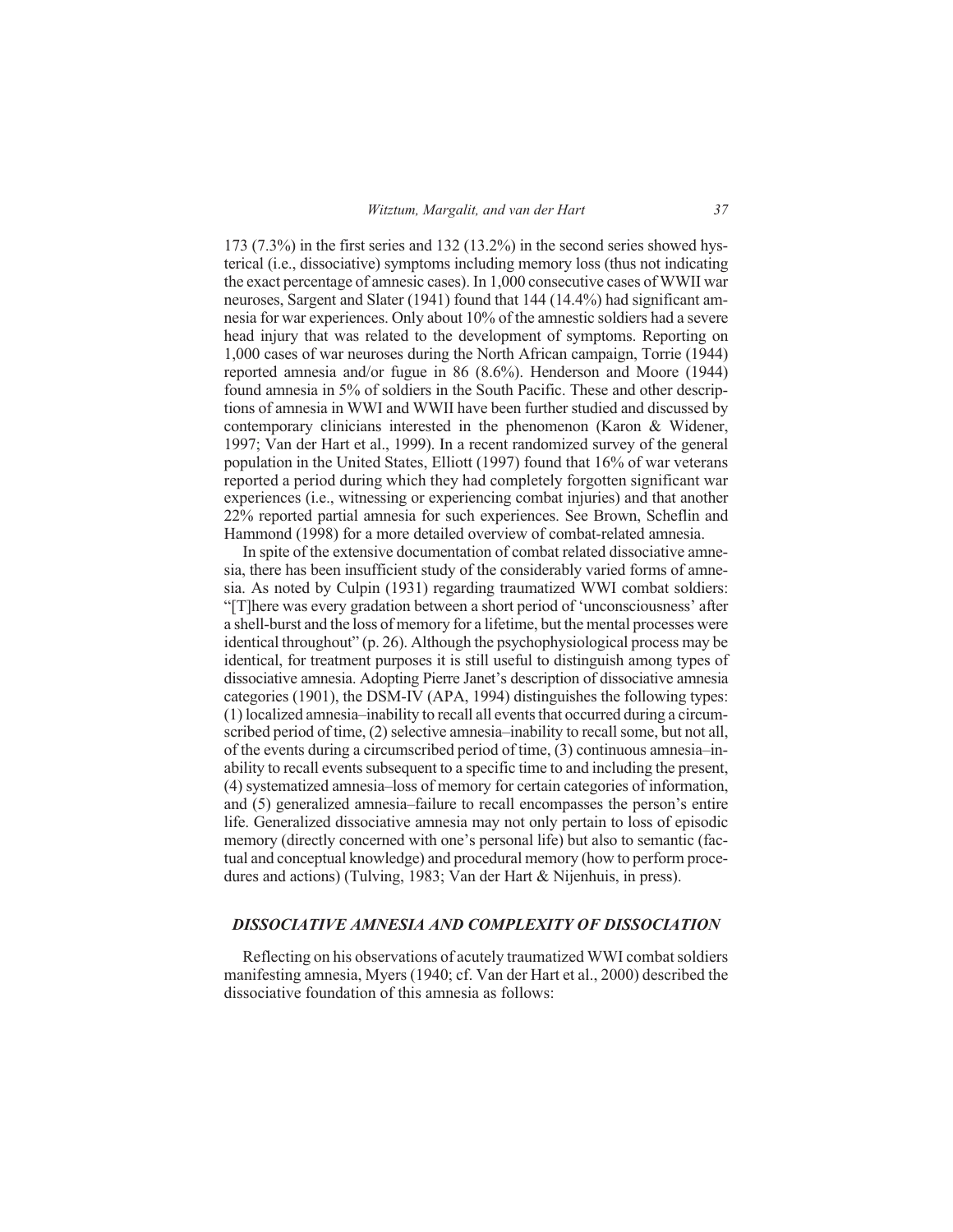173 (7.3%) in the first series and 132 (13.2%) in the second series showed hysterical (i.e., dissociative) symptoms including memory loss (thus not indicating the exact percentage of amnesic cases). In 1,000 consecutive cases of WWII war neuroses, Sargent and Slater (1941) found that 144 (14.4%) had significant amnesia for war experiences. Only about 10% of the amnestic soldiers had a severe head injury that was related to the development of symptoms. Reporting on 1,000 cases of war neuroses during the North African campaign, Torrie (1944) reported amnesia and/or fugue in 86 (8.6%). Henderson and Moore (1944) found amnesia in 5% of soldiers in the South Pacific. These and other descriptions of amnesia in WWI and WWII have been further studied and discussed by contemporary clinicians interested in the phenomenon (Karon & Widener, 1997; Van der Hart et al., 1999). In a recent randomized survey of the general population in the United States, Elliott (1997) found that 16% of war veterans reported a period during which they had completely forgotten significant war experiences (i.e., witnessing or experiencing combat injuries) and that another 22% reported partial amnesia for such experiences. See Brown, Scheflin and Hammond (1998) for a more detailed overview of combat-related amnesia.

In spite of the extensive documentation of combat related dissociative amnesia, there has been insufficient study of the considerably varied forms of amnesia. As noted by Culpin (1931) regarding traumatized WWI combat soldiers: "[T]here was every gradation between a short period of 'unconsciousness' after a shell-burst and the loss of memory for a lifetime, but the mental processes were identical throughout" (p. 26). Although the psychophysiological process may be identical, for treatment purposes it is still useful to distinguish among types of dissociative amnesia. Adopting Pierre Janet's description of dissociative amnesia categories (1901), the DSM-IV (APA, 1994) distinguishes the following types: (1) localized amnesia–inability to recall all events that occurred during a circumscribed period of time, (2) selective amnesia–inability to recall some, but not all, of the events during a circumscribed period of time, (3) continuous amnesia–inability to recall events subsequent to a specific time to and including the present, (4) systematized amnesia–loss of memory for certain categories of information, and (5) generalized amnesia–failure to recall encompasses the person's entire life. Generalized dissociative amnesia may not only pertain to loss of episodic memory (directly concerned with one's personal life) but also to semantic (factual and conceptual knowledge) and procedural memory (how to perform procedures and actions) (Tulving, 1983; Van der Hart & Nijenhuis, in press).

## *DISSOCIATIVE AMNESIA AND COMPLEXITY OF DISSOCIATION*

Reflecting on his observations of acutely traumatized WWI combat soldiers manifesting amnesia, Myers (1940; cf. Van der Hart et al., 2000) described the dissociative foundation of this amnesia as follows: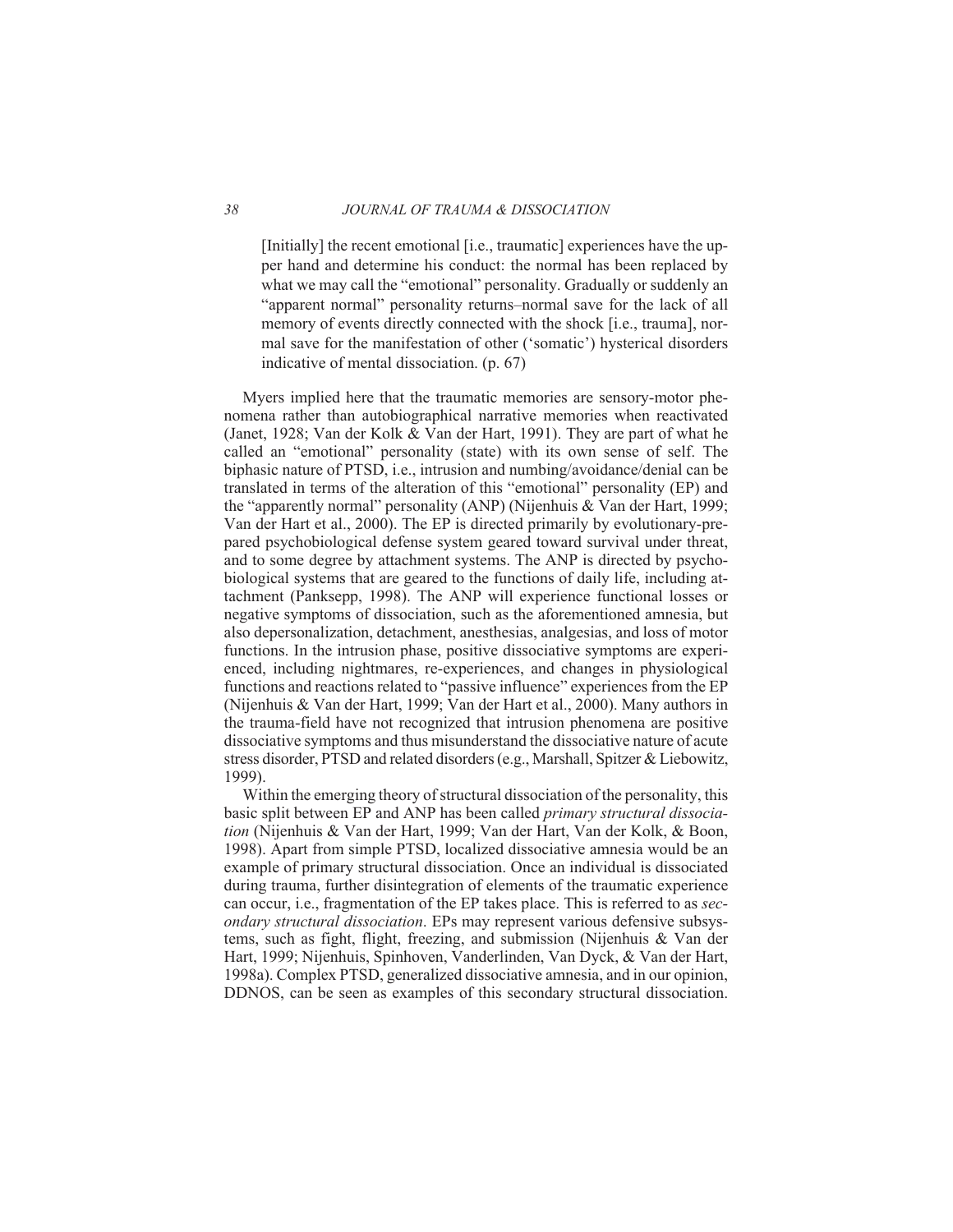> [Initially] the recent emotional [i.e., traumatic] experiences have the upper hand and determine his conduct: the normal has been replaced by what we may call the "emotional" personality. Gradually or suddenly an "apparent normal" personality returns–normal save for the lack of all memory of events directly connected with the shock [i.e., trauma], normal save for the manifestation of other ('somatic') hysterical disorders indicative of mental dissociation. (p. 67)

Myers implied here that the traumatic memories are sensory-motor phenomena rather than autobiographical narrative memories when reactivated (Janet, 1928; Van der Kolk & Van der Hart, 1991). They are part of what he called an "emotional" personality (state) with its own sense of self. The biphasic nature of PTSD, i.e., intrusion and numbing/avoidance/denial can be translated in terms of the alteration of this "emotional" personality (EP) and the "apparently normal" personality (ANP) (Nijenhuis & Van der Hart, 1999; Van der Hart et al., 2000). The EP is directed primarily by evolutionary-prepared psychobiological defense system geared toward survival under threat, and to some degree by attachment systems. The ANP is directed by psychobiological systems that are geared to the functions of daily life, including attachment (Panksepp, 1998). The ANP will experience functional losses or negative symptoms of dissociation, such as the aforementioned amnesia, but also depersonalization, detachment, anesthesias, analgesias, and loss of motor functions. In the intrusion phase, positive dissociative symptoms are experienced, including nightmares, re-experiences, and changes in physiological functions and reactions related to "passive influence" experiences from the EP (Nijenhuis & Van der Hart, 1999; Van der Hart et al., 2000). Many authors in the trauma-field have not recognized that intrusion phenomena are positive dissociative symptoms and thus misunderstand the dissociative nature of acute stress disorder, PTSD and related disorders (e.g., Marshall, Spitzer & Liebowitz, 1999).

Within the emerging theory of structural dissociation of the personality, this basic split between EP and ANP has been called *primary structural dissociation* (Nijenhuis & Van der Hart, 1999; Van der Hart, Van der Kolk, & Boon, 1998). Apart from simple PTSD, localized dissociative amnesia would be an example of primary structural dissociation. Once an individual is dissociated during trauma, further disintegration of elements of the traumatic experience can occur, i.e., fragmentation of the EP takes place. This is referred to as *secondary structural dissociation*. EPs may represent various defensive subsystems, such as fight, flight, freezing, and submission (Nijenhuis & Van der Hart, 1999; Nijenhuis, Spinhoven, Vanderlinden, Van Dyck, & Van der Hart, 1998a). Complex PTSD, generalized dissociative amnesia, and in our opinion, DDNOS, can be seen as examples of this secondary structural dissociation.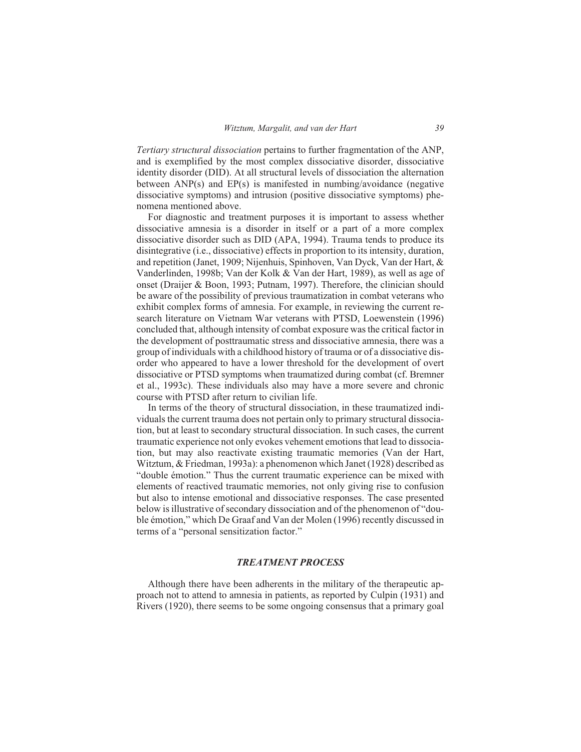*Tertiary structural dissociation* pertains to further fragmentation of the ANP, and is exemplified by the most complex dissociative disorder, dissociative identity disorder (DID). At all structural levels of dissociation the alternation between ANP(s) and EP(s) is manifested in numbing/avoidance (negative dissociative symptoms) and intrusion (positive dissociative symptoms) phenomena mentioned above.

For diagnostic and treatment purposes it is important to assess whether dissociative amnesia is a disorder in itself or a part of a more complex dissociative disorder such as DID (APA, 1994). Trauma tends to produce its disintegrative (i.e., dissociative) effects in proportion to its intensity, duration, and repetition (Janet, 1909; Nijenhuis, Spinhoven, Van Dyck, Van der Hart, & Vanderlinden, 1998b; Van der Kolk & Van der Hart, 1989), as well as age of onset (Draijer & Boon, 1993; Putnam, 1997). Therefore, the clinician should be aware of the possibility of previous traumatization in combat veterans who exhibit complex forms of amnesia. For example, in reviewing the current research literature on Vietnam War veterans with PTSD, Loewenstein (1996) concluded that, although intensity of combat exposure was the critical factor in the development of posttraumatic stress and dissociative amnesia, there was a group of individuals with a childhood history of trauma or of a dissociative disorder who appeared to have a lower threshold for the development of overt dissociative or PTSD symptoms when traumatized during combat (cf. Bremner et al., 1993c). These individuals also may have a more severe and chronic course with PTSD after return to civilian life.

In terms of the theory of structural dissociation, in these traumatized individuals the current trauma does not pertain only to primary structural dissociation, but at least to secondary structural dissociation. In such cases, the current traumatic experience not only evokes vehement emotions that lead to dissociation, but may also reactivate existing traumatic memories (Van der Hart, Witztum, & Friedman, 1993a): a phenomenon which Janet (1928) described as "double émotion." Thus the current traumatic experience can be mixed with elements of reactived traumatic memories, not only giving rise to confusion but also to intense emotional and dissociative responses. The case presented below is illustrative of secondary dissociation and of the phenomenon of "double émotion," which De Graaf and Van der Molen (1996) recently discussed in terms of a "personal sensitization factor."

## *TREATMENT PROCESS*

Although there have been adherents in the military of the therapeutic approach not to attend to amnesia in patients, as reported by Culpin (1931) and Rivers (1920), there seems to be some ongoing consensus that a primary goal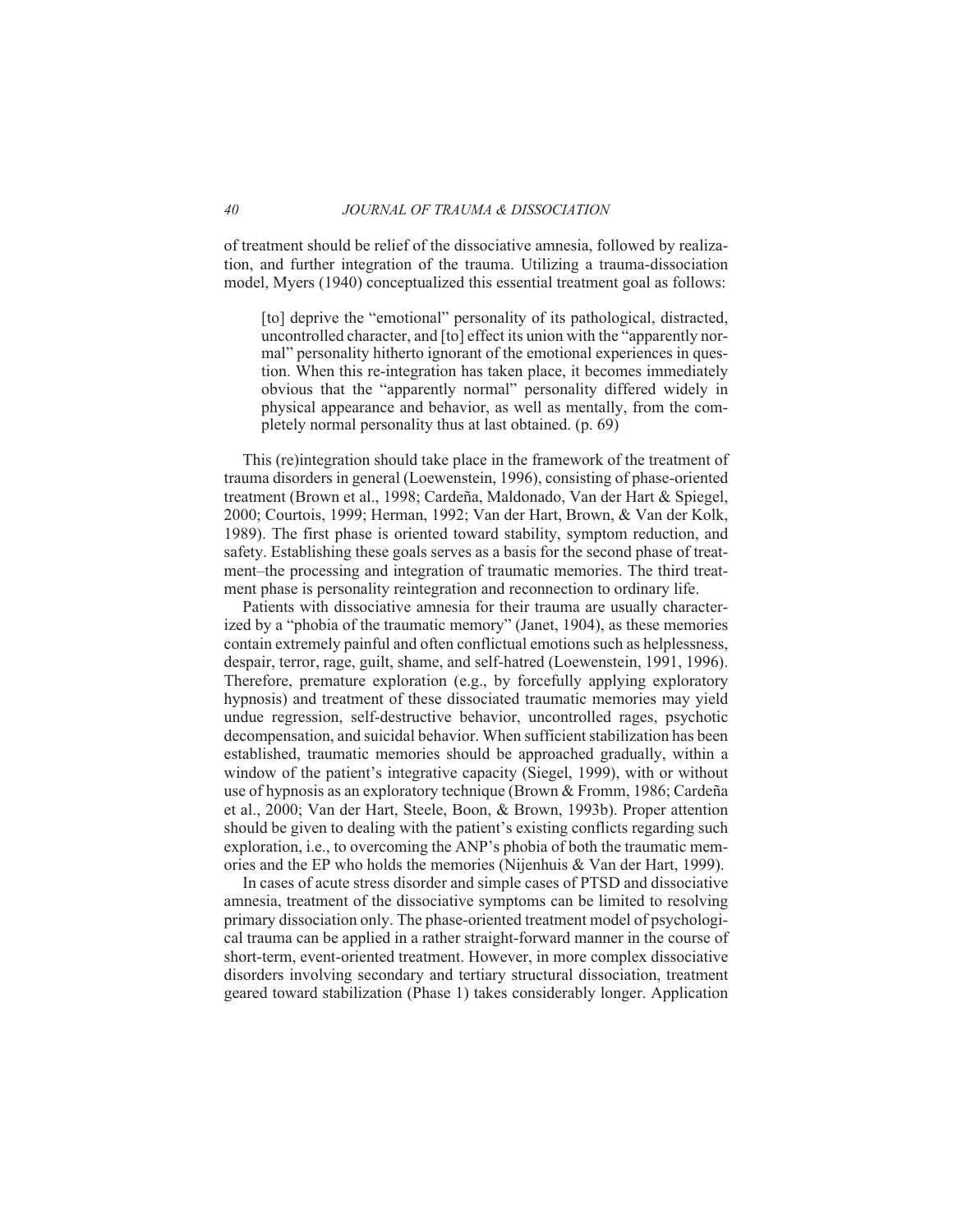of treatment should be relief of the dissociative amnesia, followed by realization, and further integration of the trauma. Utilizing a trauma-dissociation model, Myers (1940) conceptualized this essential treatment goal as follows:

> [to] deprive the "emotional" personality of its pathological, distracted, uncontrolled character, and [to] effect its union with the "apparently normal" personality hitherto ignorant of the emotional experiences in question. When this re-integration has taken place, it becomes immediately obvious that the "apparently normal" personality differed widely in physical appearance and behavior, as well as mentally, from the completely normal personality thus at last obtained. (p. 69)

This (re)integration should take place in the framework of the treatment of trauma disorders in general (Loewenstein, 1996), consisting of phase-oriented treatment (Brown et al., 1998; Cardeña, Maldonado, Van der Hart & Spiegel, 2000; Courtois, 1999; Herman, 1992; Van der Hart, Brown, & Van der Kolk, 1989). The first phase is oriented toward stability, symptom reduction, and safety. Establishing these goals serves as a basis for the second phase of treatment–the processing and integration of traumatic memories. The third treatment phase is personality reintegration and reconnection to ordinary life.

Patients with dissociative amnesia for their trauma are usually characterized by a "phobia of the traumatic memory" (Janet, 1904), as these memories contain extremely painful and often conflictual emotions such as helplessness, despair, terror, rage, guilt, shame, and self-hatred (Loewenstein, 1991, 1996). Therefore, premature exploration (e.g., by forcefully applying exploratory hypnosis) and treatment of these dissociated traumatic memories may yield undue regression, self-destructive behavior, uncontrolled rages, psychotic decompensation, and suicidal behavior. When sufficient stabilization has been established, traumatic memories should be approached gradually, within a window of the patient's integrative capacity (Siegel, 1999), with or without use of hypnosis as an exploratory technique (Brown & Fromm, 1986; Cardeña et al., 2000; Van der Hart, Steele, Boon, & Brown, 1993b). Proper attention should be given to dealing with the patient's existing conflicts regarding such exploration, i.e., to overcoming the ANP's phobia of both the traumatic memories and the EP who holds the memories (Nijenhuis & Van der Hart, 1999).

In cases of acute stress disorder and simple cases of PTSD and dissociative amnesia, treatment of the dissociative symptoms can be limited to resolving primary dissociation only. The phase-oriented treatment model of psychological trauma can be applied in a rather straight-forward manner in the course of short-term, event-oriented treatment. However, in more complex dissociative disorders involving secondary and tertiary structural dissociation, treatment geared toward stabilization (Phase 1) takes considerably longer. Application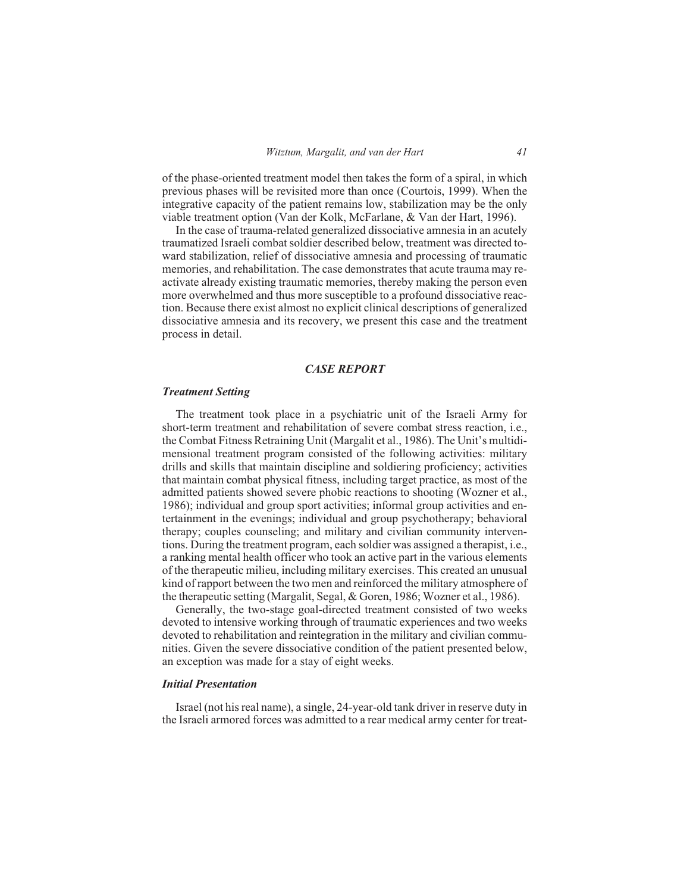of the phase-oriented treatment model then takes the form of a spiral, in which previous phases will be revisited more than once (Courtois, 1999). When the integrative capacity of the patient remains low, stabilization may be the only viable treatment option (Van der Kolk, McFarlane, & Van der Hart, 1996).

In the case of trauma-related generalized dissociative amnesia in an acutely traumatized Israeli combat soldier described below, treatment was directed toward stabilization, relief of dissociative amnesia and processing of traumatic memories, and rehabilitation. The case demonstrates that acute trauma may reactivate already existing traumatic memories, thereby making the person even more overwhelmed and thus more susceptible to a profound dissociative reaction. Because there exist almost no explicit clinical descriptions of generalized dissociative amnesia and its recovery, we present this case and the treatment process in detail.

## *CASE REPORT*

### *Treatment Setting*

The treatment took place in a psychiatric unit of the Israeli Army for short-term treatment and rehabilitation of severe combat stress reaction, i.e., the Combat Fitness Retraining Unit (Margalit et al., 1986). The Unit's multidimensional treatment program consisted of the following activities: military drills and skills that maintain discipline and soldiering proficiency; activities that maintain combat physical fitness, including target practice, as most of the admitted patients showed severe phobic reactions to shooting (Wozner et al., 1986); individual and group sport activities; informal group activities and entertainment in the evenings; individual and group psychotherapy; behavioral therapy; couples counseling; and military and civilian community interventions. During the treatment program, each soldier was assigned a therapist, i.e., a ranking mental health officer who took an active part in the various elements of the therapeutic milieu, including military exercises. This created an unusual kind of rapport between the two men and reinforced the military atmosphere of the therapeutic setting (Margalit, Segal, & Goren, 1986; Wozner et al., 1986).

Generally, the two-stage goal-directed treatment consisted of two weeks devoted to intensive working through of traumatic experiences and two weeks devoted to rehabilitation and reintegration in the military and civilian communities. Given the severe dissociative condition of the patient presented below, an exception was made for a stay of eight weeks.

### *Initial Presentation*

Israel (not his real name), a single, 24-year-old tank driver in reserve duty in the Israeli armored forces was admitted to a rear medical army center for treat-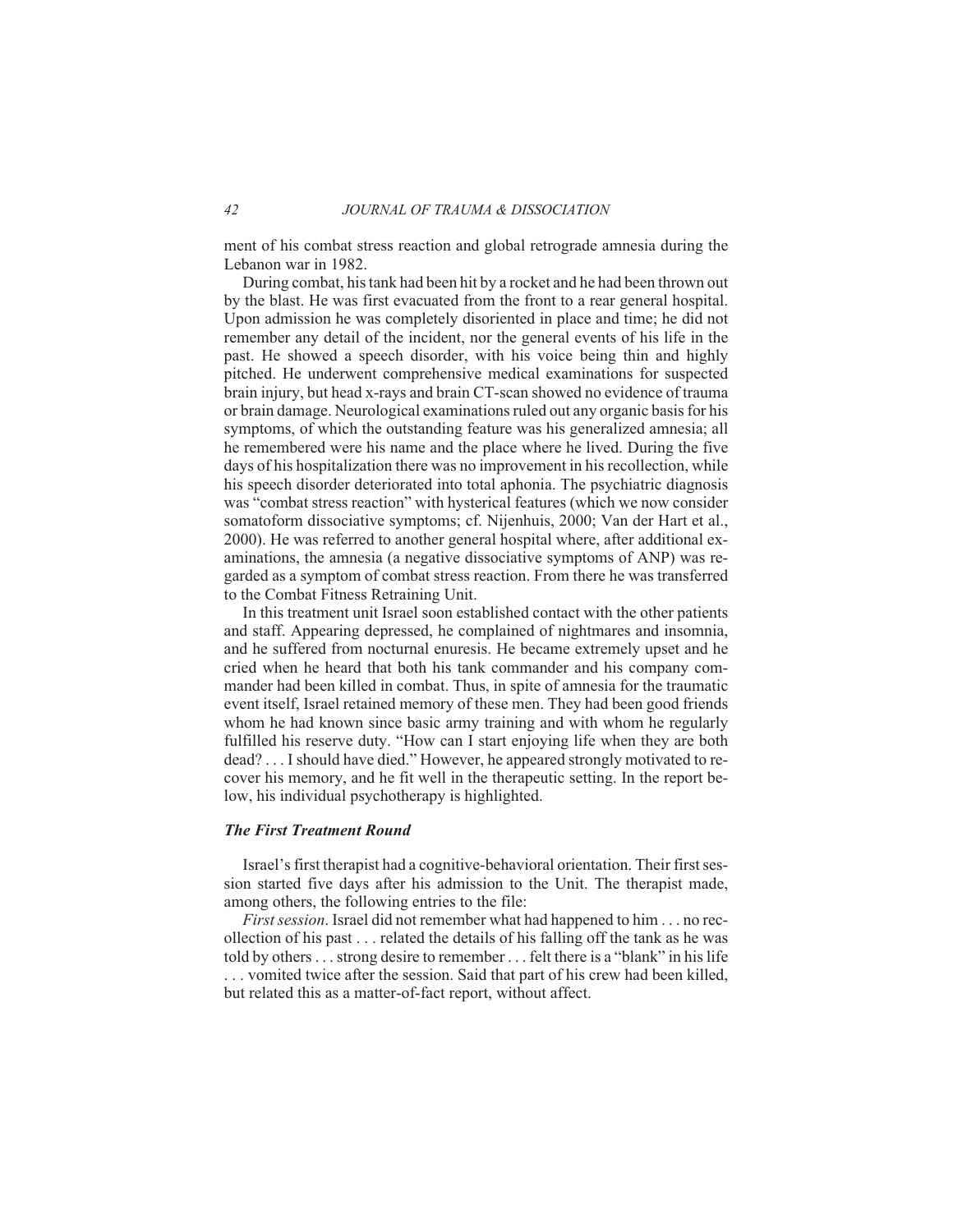ment of his combat stress reaction and global retrograde amnesia during the Lebanon war in 1982.

During combat, his tank had been hit by a rocket and he had been thrown out by the blast. He was first evacuated from the front to a rear general hospital. Upon admission he was completely disoriented in place and time; he did not remember any detail of the incident, nor the general events of his life in the past. He showed a speech disorder, with his voice being thin and highly pitched. He underwent comprehensive medical examinations for suspected brain injury, but head x-rays and brain CT-scan showed no evidence of trauma or brain damage. Neurological examinations ruled out any organic basis for his symptoms, of which the outstanding feature was his generalized amnesia; all he remembered were his name and the place where he lived. During the five days of his hospitalization there was no improvement in his recollection, while his speech disorder deteriorated into total aphonia. The psychiatric diagnosis was "combat stress reaction" with hysterical features (which we now consider somatoform dissociative symptoms; cf. Nijenhuis, 2000; Van der Hart et al., 2000). He was referred to another general hospital where, after additional examinations, the amnesia (a negative dissociative symptoms of ANP) was regarded as a symptom of combat stress reaction. From there he was transferred to the Combat Fitness Retraining Unit.

In this treatment unit Israel soon established contact with the other patients and staff. Appearing depressed, he complained of nightmares and insomnia, and he suffered from nocturnal enuresis. He became extremely upset and he cried when he heard that both his tank commander and his company commander had been killed in combat. Thus, in spite of amnesia for the traumatic event itself, Israel retained memory of these men. They had been good friends whom he had known since basic army training and with whom he regularly fulfilled his reserve duty. "How can I start enjoying life when they are both dead? . . . I should have died." However, he appeared strongly motivated to recover his memory, and he fit well in the therapeutic setting. In the report below, his individual psychotherapy is highlighted.

### *The First Treatment Round*

Israel's first therapist had a cognitive-behavioral orientation. Their first session started five days after his admission to the Unit. The therapist made, among others, the following entries to the file:

*First session*. Israel did not remember what had happened to him . . . no recollection of his past . . . related the details of his falling off the tank as he was told by others . . . strong desire to remember . . . felt there is a "blank" in his life . . . vomited twice after the session. Said that part of his crew had been killed, but related this as a matter-of-fact report, without affect.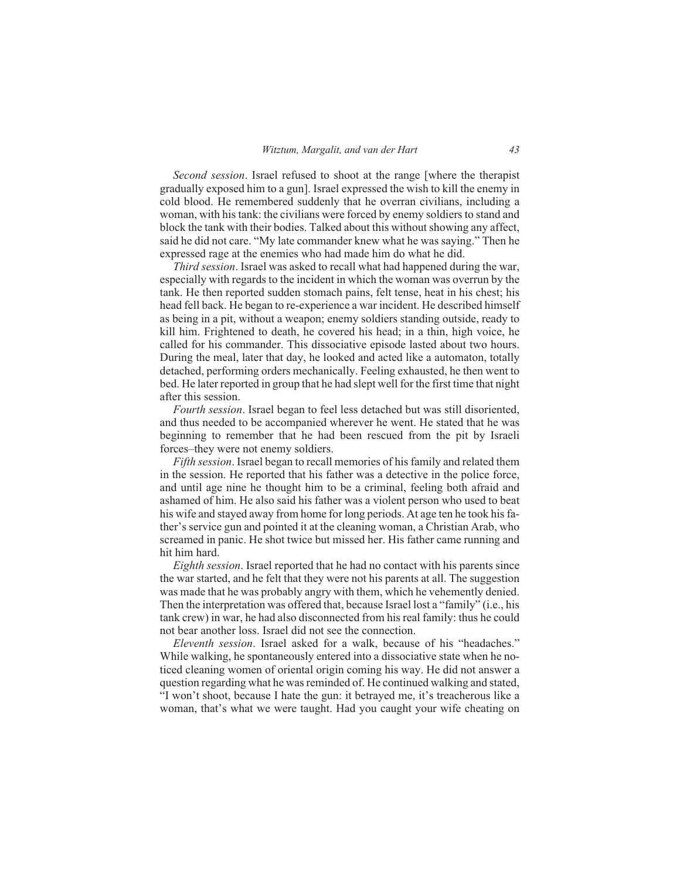*Second session*. Israel refused to shoot at the range [where the therapist gradually exposed him to a gun]. Israel expressed the wish to kill the enemy in cold blood. He remembered suddenly that he overran civilians, including a woman, with his tank: the civilians were forced by enemy soldiers to stand and block the tank with their bodies. Talked about this without showing any affect, said he did not care. "My late commander knew what he was saying." Then he expressed rage at the enemies who had made him do what he did.

*Third session*. Israel was asked to recall what had happened during the war, especially with regards to the incident in which the woman was overrun by the tank. He then reported sudden stomach pains, felt tense, heat in his chest; his head fell back. He began to re-experience a war incident. He described himself as being in a pit, without a weapon; enemy soldiers standing outside, ready to kill him. Frightened to death, he covered his head; in a thin, high voice, he called for his commander. This dissociative episode lasted about two hours. During the meal, later that day, he looked and acted like a automaton, totally detached, performing orders mechanically. Feeling exhausted, he then went to bed. He later reported in group that he had slept well for the first time that night after this session.

*Fourth session*. Israel began to feel less detached but was still disoriented, and thus needed to be accompanied wherever he went. He stated that he was beginning to remember that he had been rescued from the pit by Israeli forces–they were not enemy soldiers.

*Fifth session*. Israel began to recall memories of his family and related them in the session. He reported that his father was a detective in the police force, and until age nine he thought him to be a criminal, feeling both afraid and ashamed of him. He also said his father was a violent person who used to beat his wife and stayed away from home for long periods. At age ten he took his father's service gun and pointed it at the cleaning woman, a Christian Arab, who screamed in panic. He shot twice but missed her. His father came running and hit him hard.

*Eighth session*. Israel reported that he had no contact with his parents since the war started, and he felt that they were not his parents at all. The suggestion was made that he was probably angry with them, which he vehemently denied. Then the interpretation was offered that, because Israel lost a "family" (i.e., his tank crew) in war, he had also disconnected from his real family: thus he could not bear another loss. Israel did not see the connection.

*Eleventh session*. Israel asked for a walk, because of his "headaches." While walking, he spontaneously entered into a dissociative state when he noticed cleaning women of oriental origin coming his way. He did not answer a question regarding what he was reminded of. He continued walking and stated, "I won't shoot, because I hate the gun: it betrayed me, it's treacherous like a woman, that's what we were taught. Had you caught your wife cheating on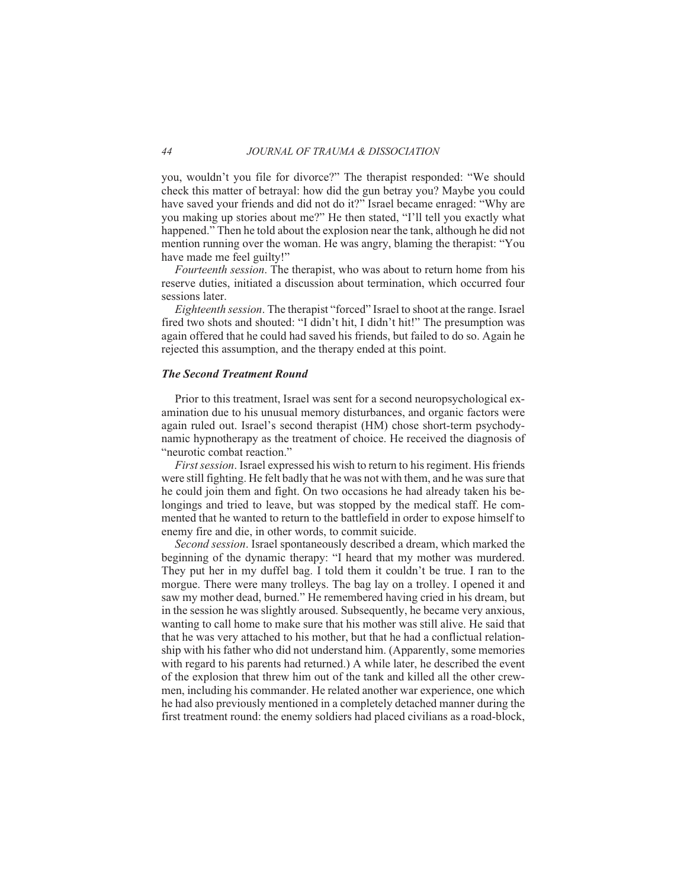you, wouldn't you file for divorce?" The therapist responded: "We should check this matter of betrayal: how did the gun betray you? Maybe you could have saved your friends and did not do it?" Israel became enraged: "Why are you making up stories about me?" He then stated, "I'll tell you exactly what happened." Then he told about the explosion near the tank, although he did not mention running over the woman. He was angry, blaming the therapist: "You have made me feel guilty!"

*Fourteenth session*. The therapist, who was about to return home from his reserve duties, initiated a discussion about termination, which occurred four sessions later.

*Eighteenth session*. The therapist "forced" Israel to shoot at the range. Israel fired two shots and shouted: "I didn't hit, I didn't hit!" The presumption was again offered that he could had saved his friends, but failed to do so. Again he rejected this assumption, and the therapy ended at this point.

### *The Second Treatment Round*

Prior to this treatment, Israel was sent for a second neuropsychological examination due to his unusual memory disturbances, and organic factors were again ruled out. Israel's second therapist (HM) chose short-term psychodynamic hypnotherapy as the treatment of choice. He received the diagnosis of "neurotic combat reaction."

*First session*. Israel expressed his wish to return to his regiment. His friends were still fighting. He felt badly that he was not with them, and he was sure that he could join them and fight. On two occasions he had already taken his belongings and tried to leave, but was stopped by the medical staff. He commented that he wanted to return to the battlefield in order to expose himself to enemy fire and die, in other words, to commit suicide.

*Second session*. Israel spontaneously described a dream, which marked the beginning of the dynamic therapy: "I heard that my mother was murdered. They put her in my duffel bag. I told them it couldn't be true. I ran to the morgue. There were many trolleys. The bag lay on a trolley. I opened it and saw my mother dead, burned." He remembered having cried in his dream, but in the session he was slightly aroused. Subsequently, he became very anxious, wanting to call home to make sure that his mother was still alive. He said that that he was very attached to his mother, but that he had a conflictual relationship with his father who did not understand him. (Apparently, some memories with regard to his parents had returned.) A while later, he described the event of the explosion that threw him out of the tank and killed all the other crewmen, including his commander. He related another war experience, one which he had also previously mentioned in a completely detached manner during the first treatment round: the enemy soldiers had placed civilians as a road-block,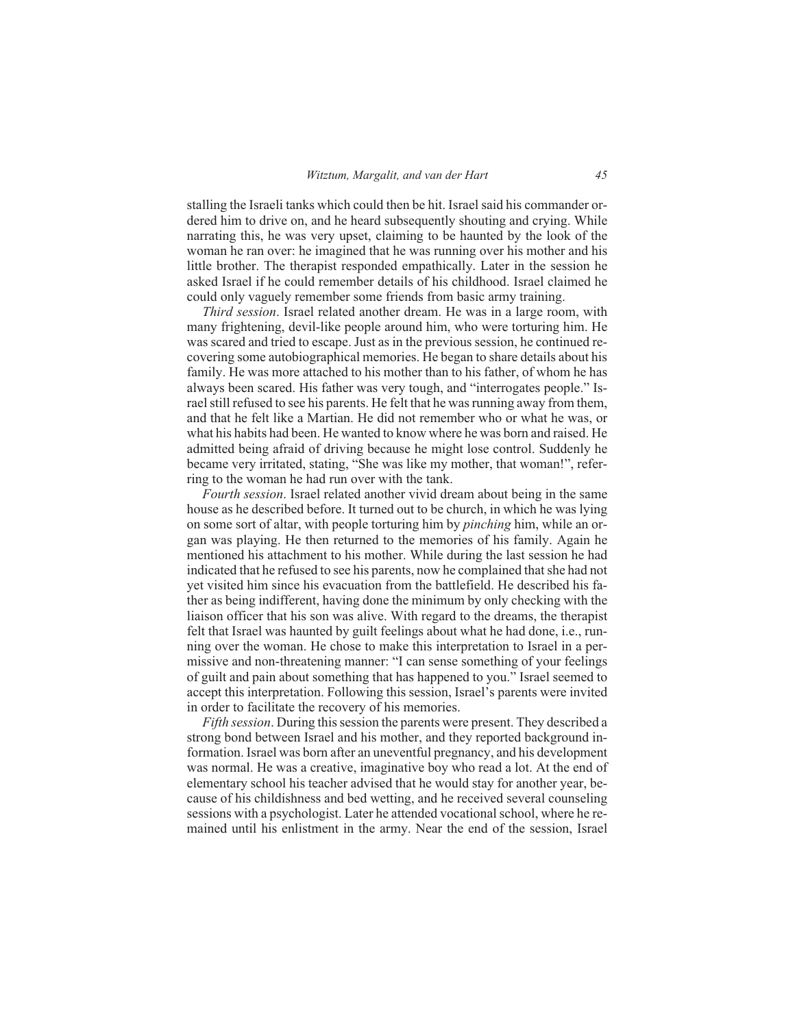stalling the Israeli tanks which could then be hit. Israel said his commander ordered him to drive on, and he heard subsequently shouting and crying. While narrating this, he was very upset, claiming to be haunted by the look of the woman he ran over: he imagined that he was running over his mother and his little brother. The therapist responded empathically. Later in the session he asked Israel if he could remember details of his childhood. Israel claimed he could only vaguely remember some friends from basic army training.

*Third session*. Israel related another dream. He was in a large room, with many frightening, devil-like people around him, who were torturing him. He was scared and tried to escape. Just as in the previous session, he continued recovering some autobiographical memories. He began to share details about his family. He was more attached to his mother than to his father, of whom he has always been scared. His father was very tough, and "interrogates people." Israel still refused to see his parents. He felt that he was running away from them, and that he felt like a Martian. He did not remember who or what he was, or what his habits had been. He wanted to know where he was born and raised. He admitted being afraid of driving because he might lose control. Suddenly he became very irritated, stating, "She was like my mother, that woman!", referring to the woman he had run over with the tank.

*Fourth session*. Israel related another vivid dream about being in the same house as he described before. It turned out to be church, in which he was lying on some sort of altar, with people torturing him by *pinching* him, while an organ was playing. He then returned to the memories of his family. Again he mentioned his attachment to his mother. While during the last session he had indicated that he refused to see his parents, now he complained that she had not yet visited him since his evacuation from the battlefield. He described his father as being indifferent, having done the minimum by only checking with the liaison officer that his son was alive. With regard to the dreams, the therapist felt that Israel was haunted by guilt feelings about what he had done, i.e., running over the woman. He chose to make this interpretation to Israel in a permissive and non-threatening manner: "I can sense something of your feelings of guilt and pain about something that has happened to you." Israel seemed to accept this interpretation. Following this session, Israel's parents were invited in order to facilitate the recovery of his memories.

*Fifth session*. During this session the parents were present. They described a strong bond between Israel and his mother, and they reported background information. Israel was born after an uneventful pregnancy, and his development was normal. He was a creative, imaginative boy who read a lot. At the end of elementary school his teacher advised that he would stay for another year, because of his childishness and bed wetting, and he received several counseling sessions with a psychologist. Later he attended vocational school, where he remained until his enlistment in the army. Near the end of the session, Israel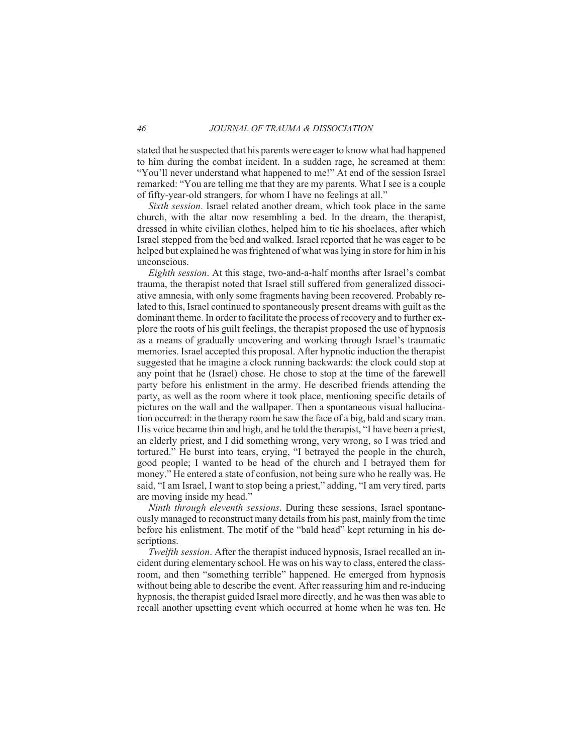stated that he suspected that his parents were eager to know what had happened to him during the combat incident. In a sudden rage, he screamed at them: "You'll never understand what happened to me!" At end of the session Israel remarked: "You are telling me that they are my parents. What I see is a couple of fifty-year-old strangers, for whom I have no feelings at all."

*Sixth session*. Israel related another dream, which took place in the same church, with the altar now resembling a bed. In the dream, the therapist, dressed in white civilian clothes, helped him to tie his shoelaces, after which Israel stepped from the bed and walked. Israel reported that he was eager to be helped but explained he was frightened of what was lying in store for him in his unconscious.

*Eighth session*. At this stage, two-and-a-half months after Israel's combat trauma, the therapist noted that Israel still suffered from generalized dissociative amnesia, with only some fragments having been recovered. Probably related to this, Israel continued to spontaneously present dreams with guilt as the dominant theme. In order to facilitate the process of recovery and to further explore the roots of his guilt feelings, the therapist proposed the use of hypnosis as a means of gradually uncovering and working through Israel's traumatic memories. Israel accepted this proposal. After hypnotic induction the therapist suggested that he imagine a clock running backwards: the clock could stop at any point that he (Israel) chose. He chose to stop at the time of the farewell party before his enlistment in the army. He described friends attending the party, as well as the room where it took place, mentioning specific details of pictures on the wall and the wallpaper. Then a spontaneous visual hallucination occurred: in the therapy room he saw the face of a big, bald and scary man. His voice became thin and high, and he told the therapist, "I have been a priest, an elderly priest, and I did something wrong, very wrong, so I was tried and tortured." He burst into tears, crying, "I betrayed the people in the church, good people; I wanted to be head of the church and I betrayed them for money." He entered a state of confusion, not being sure who he really was. He said, "I am Israel, I want to stop being a priest," adding, "I am very tired, parts are moving inside my head."

*Ninth through eleventh sessions*. During these sessions, Israel spontaneously managed to reconstruct many details from his past, mainly from the time before his enlistment. The motif of the "bald head" kept returning in his descriptions.

*Twelfth session*. After the therapist induced hypnosis, Israel recalled an incident during elementary school. He was on his way to class, entered the classroom, and then "something terrible" happened. He emerged from hypnosis without being able to describe the event. After reassuring him and re-inducing hypnosis, the therapist guided Israel more directly, and he was then was able to recall another upsetting event which occurred at home when he was ten. He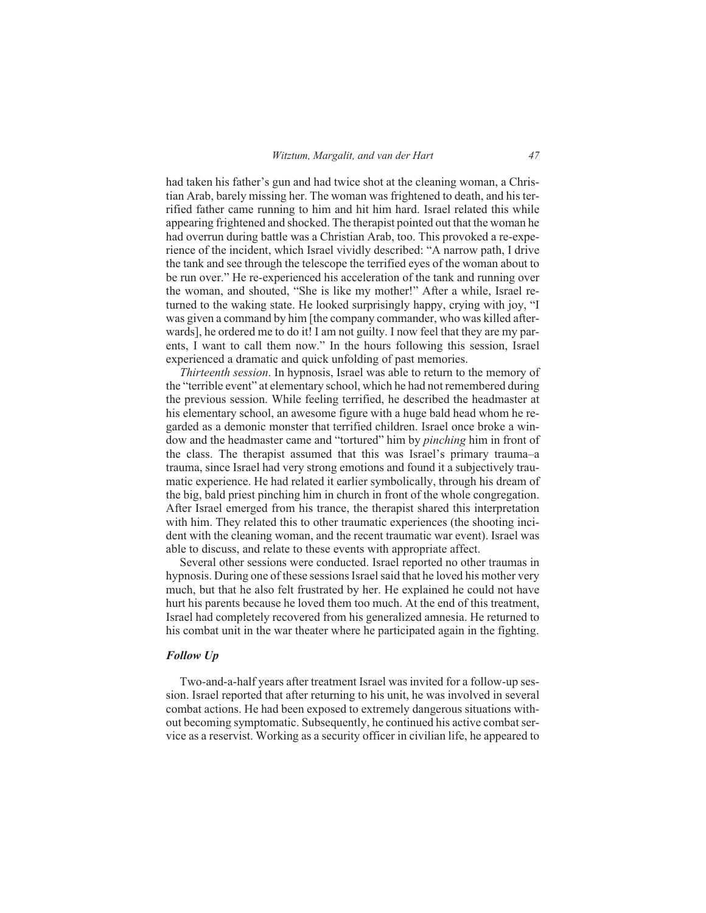had taken his father's gun and had twice shot at the cleaning woman, a Christian Arab, barely missing her. The woman was frightened to death, and his terrified father came running to him and hit him hard. Israel related this while appearing frightened and shocked. The therapist pointed out that the woman he had overrun during battle was a Christian Arab, too. This provoked a re-experience of the incident, which Israel vividly described: "A narrow path, I drive the tank and see through the telescope the terrified eyes of the woman about to be run over." He re-experienced his acceleration of the tank and running over the woman, and shouted, "She is like my mother!" After a while, Israel returned to the waking state. He looked surprisingly happy, crying with joy, "I was given a command by him [the company commander, who was killed afterwards], he ordered me to do it! I am not guilty. I now feel that they are my parents, I want to call them now." In the hours following this session, Israel experienced a dramatic and quick unfolding of past memories.

*Thirteenth session*. In hypnosis, Israel was able to return to the memory of the "terrible event" at elementary school, which he had not remembered during the previous session. While feeling terrified, he described the headmaster at his elementary school, an awesome figure with a huge bald head whom he regarded as a demonic monster that terrified children. Israel once broke a window and the headmaster came and "tortured" him by *pinching* him in front of the class. The therapist assumed that this was Israel's primary trauma–a trauma, since Israel had very strong emotions and found it a subjectively traumatic experience. He had related it earlier symbolically, through his dream of the big, bald priest pinching him in church in front of the whole congregation. After Israel emerged from his trance, the therapist shared this interpretation with him. They related this to other traumatic experiences (the shooting incident with the cleaning woman, and the recent traumatic war event). Israel was able to discuss, and relate to these events with appropriate affect.

Several other sessions were conducted. Israel reported no other traumas in hypnosis. During one of these sessions Israel said that he loved his mother very much, but that he also felt frustrated by her. He explained he could not have hurt his parents because he loved them too much. At the end of this treatment, Israel had completely recovered from his generalized amnesia. He returned to his combat unit in the war theater where he participated again in the fighting.

### *Follow Up*

Two-and-a-half years after treatment Israel was invited for a follow-up session. Israel reported that after returning to his unit, he was involved in several combat actions. He had been exposed to extremely dangerous situations without becoming symptomatic. Subsequently, he continued his active combat service as a reservist. Working as a security officer in civilian life, he appeared to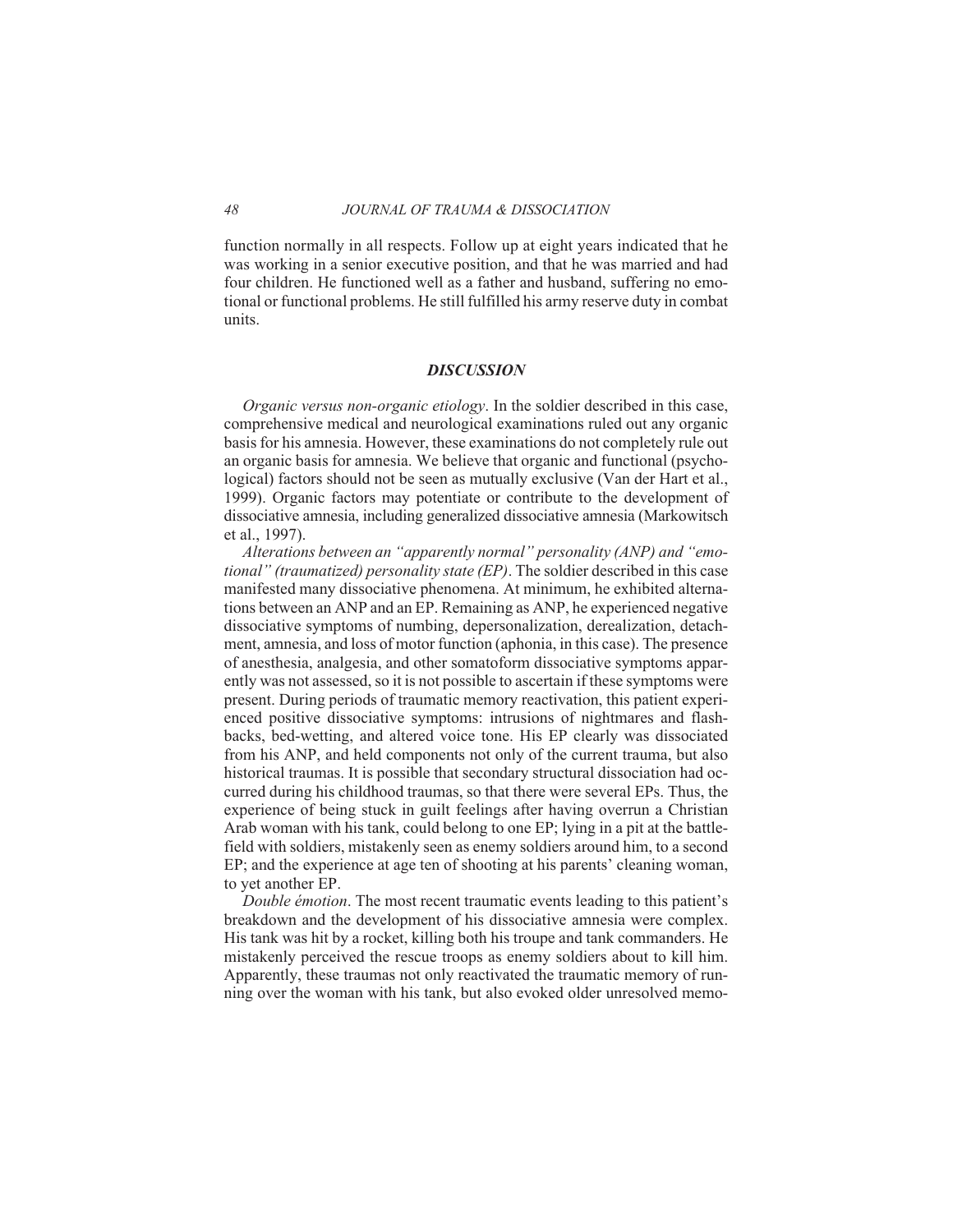function normally in all respects. Follow up at eight years indicated that he was working in a senior executive position, and that he was married and had four children. He functioned well as a father and husband, suffering no emotional or functional problems. He still fulfilled his army reserve duty in combat units.

## *DISCUSSION*

*Organic versus non-organic etiology*. In the soldier described in this case, comprehensive medical and neurological examinations ruled out any organic basis for his amnesia. However, these examinations do not completely rule out an organic basis for amnesia. We believe that organic and functional (psychological) factors should not be seen as mutually exclusive (Van der Hart et al., 1999). Organic factors may potentiate or contribute to the development of dissociative amnesia, including generalized dissociative amnesia (Markowitsch et al., 1997).

*Alterations between an "apparently normal" personality (ANP) and "emotional" (traumatized) personality state (EP)*. The soldier described in this case manifested many dissociative phenomena. At minimum, he exhibited alternations between an ANP and an EP. Remaining as ANP, he experienced negative dissociative symptoms of numbing, depersonalization, derealization, detachment, amnesia, and loss of motor function (aphonia, in this case). The presence of anesthesia, analgesia, and other somatoform dissociative symptoms apparently was not assessed, so it is not possible to ascertain if these symptoms were present. During periods of traumatic memory reactivation, this patient experienced positive dissociative symptoms: intrusions of nightmares and flashbacks, bed-wetting, and altered voice tone. His EP clearly was dissociated from his ANP, and held components not only of the current trauma, but also historical traumas. It is possible that secondary structural dissociation had occurred during his childhood traumas, so that there were several EPs. Thus, the experience of being stuck in guilt feelings after having overrun a Christian Arab woman with his tank, could belong to one EP; lying in a pit at the battlefield with soldiers, mistakenly seen as enemy soldiers around him, to a second EP; and the experience at age ten of shooting at his parents' cleaning woman, to yet another EP.

*Double émotion*. The most recent traumatic events leading to this patient's breakdown and the development of his dissociative amnesia were complex. His tank was hit by a rocket, killing both his troupe and tank commanders. He mistakenly perceived the rescue troops as enemy soldiers about to kill him. Apparently, these traumas not only reactivated the traumatic memory of running over the woman with his tank, but also evoked older unresolved memo-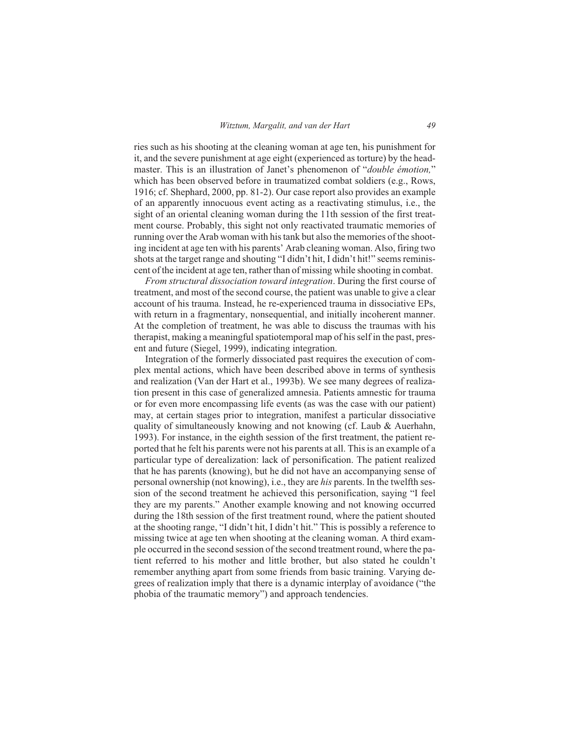ries such as his shooting at the cleaning woman at age ten, his punishment for it, and the severe punishment at age eight (experienced as torture) by the headmaster. This is an illustration of Janet's phenomenon of "*double émotion,*" which has been observed before in traumatized combat soldiers (e.g., Rows, 1916; cf. Shephard, 2000, pp. 81-2). Our case report also provides an example of an apparently innocuous event acting as a reactivating stimulus, i.e., the sight of an oriental cleaning woman during the 11th session of the first treatment course. Probably, this sight not only reactivated traumatic memories of running over the Arab woman with his tank but also the memories of the shooting incident at age ten with his parents' Arab cleaning woman. Also, firing two shots at the target range and shouting "I didn't hit, I didn't hit!" seems reminiscent of the incident at age ten, rather than of missing while shooting in combat.

*From structural dissociation toward integration*. During the first course of treatment, and most of the second course, the patient was unable to give a clear account of his trauma. Instead, he re-experienced trauma in dissociative EPs, with return in a fragmentary, nonsequential, and initially incoherent manner. At the completion of treatment, he was able to discuss the traumas with his therapist, making a meaningful spatiotemporal map of his self in the past, present and future (Siegel, 1999), indicating integration.

Integration of the formerly dissociated past requires the execution of complex mental actions, which have been described above in terms of synthesis and realization (Van der Hart et al., 1993b). We see many degrees of realization present in this case of generalized amnesia. Patients amnestic for trauma or for even more encompassing life events (as was the case with our patient) may, at certain stages prior to integration, manifest a particular dissociative quality of simultaneously knowing and not knowing (cf. Laub & Auerhahn, 1993). For instance, in the eighth session of the first treatment, the patient reported that he felt his parents were not his parents at all. This is an example of a particular type of derealization: lack of personification. The patient realized that he has parents (knowing), but he did not have an accompanying sense of personal ownership (not knowing), i.e., they are *his* parents. In the twelfth session of the second treatment he achieved this personification, saying "I feel they are my parents." Another example knowing and not knowing occurred during the 18th session of the first treatment round, where the patient shouted at the shooting range, "I didn't hit, I didn't hit." This is possibly a reference to missing twice at age ten when shooting at the cleaning woman. A third example occurred in the second session of the second treatment round, where the patient referred to his mother and little brother, but also stated he couldn't remember anything apart from some friends from basic training. Varying degrees of realization imply that there is a dynamic interplay of avoidance ("the phobia of the traumatic memory") and approach tendencies.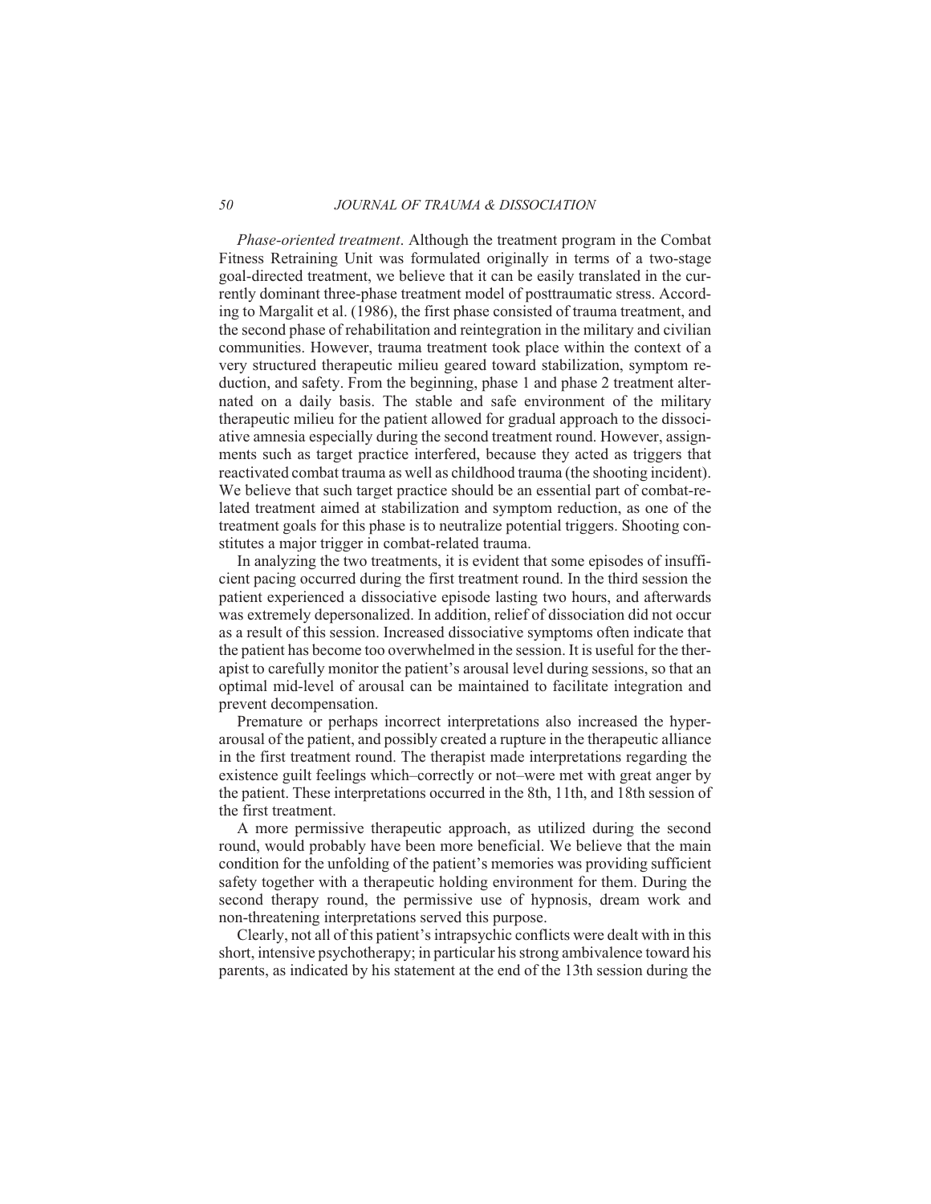*Phase-oriented treatment*. Although the treatment program in the Combat Fitness Retraining Unit was formulated originally in terms of a two-stage goal-directed treatment, we believe that it can be easily translated in the currently dominant three-phase treatment model of posttraumatic stress. According to Margalit et al. (1986), the first phase consisted of trauma treatment, and the second phase of rehabilitation and reintegration in the military and civilian communities. However, trauma treatment took place within the context of a very structured therapeutic milieu geared toward stabilization, symptom reduction, and safety. From the beginning, phase 1 and phase 2 treatment alternated on a daily basis. The stable and safe environment of the military therapeutic milieu for the patient allowed for gradual approach to the dissociative amnesia especially during the second treatment round. However, assignments such as target practice interfered, because they acted as triggers that reactivated combat trauma as well as childhood trauma (the shooting incident). We believe that such target practice should be an essential part of combat-related treatment aimed at stabilization and symptom reduction, as one of the treatment goals for this phase is to neutralize potential triggers. Shooting constitutes a major trigger in combat-related trauma.

In analyzing the two treatments, it is evident that some episodes of insufficient pacing occurred during the first treatment round. In the third session the patient experienced a dissociative episode lasting two hours, and afterwards was extremely depersonalized. In addition, relief of dissociation did not occur as a result of this session. Increased dissociative symptoms often indicate that the patient has become too overwhelmed in the session. It is useful for the therapist to carefully monitor the patient's arousal level during sessions, so that an optimal mid-level of arousal can be maintained to facilitate integration and prevent decompensation.

Premature or perhaps incorrect interpretations also increased the hyperarousal of the patient, and possibly created a rupture in the therapeutic alliance in the first treatment round. The therapist made interpretations regarding the existence guilt feelings which–correctly or not–were met with great anger by the patient. These interpretations occurred in the 8th, 11th, and 18th session of the first treatment.

A more permissive therapeutic approach, as utilized during the second round, would probably have been more beneficial. We believe that the main condition for the unfolding of the patient's memories was providing sufficient safety together with a therapeutic holding environment for them. During the second therapy round, the permissive use of hypnosis, dream work and non-threatening interpretations served this purpose.

Clearly, not all of this patient's intrapsychic conflicts were dealt with in this short, intensive psychotherapy; in particular his strong ambivalence toward his parents, as indicated by his statement at the end of the 13th session during the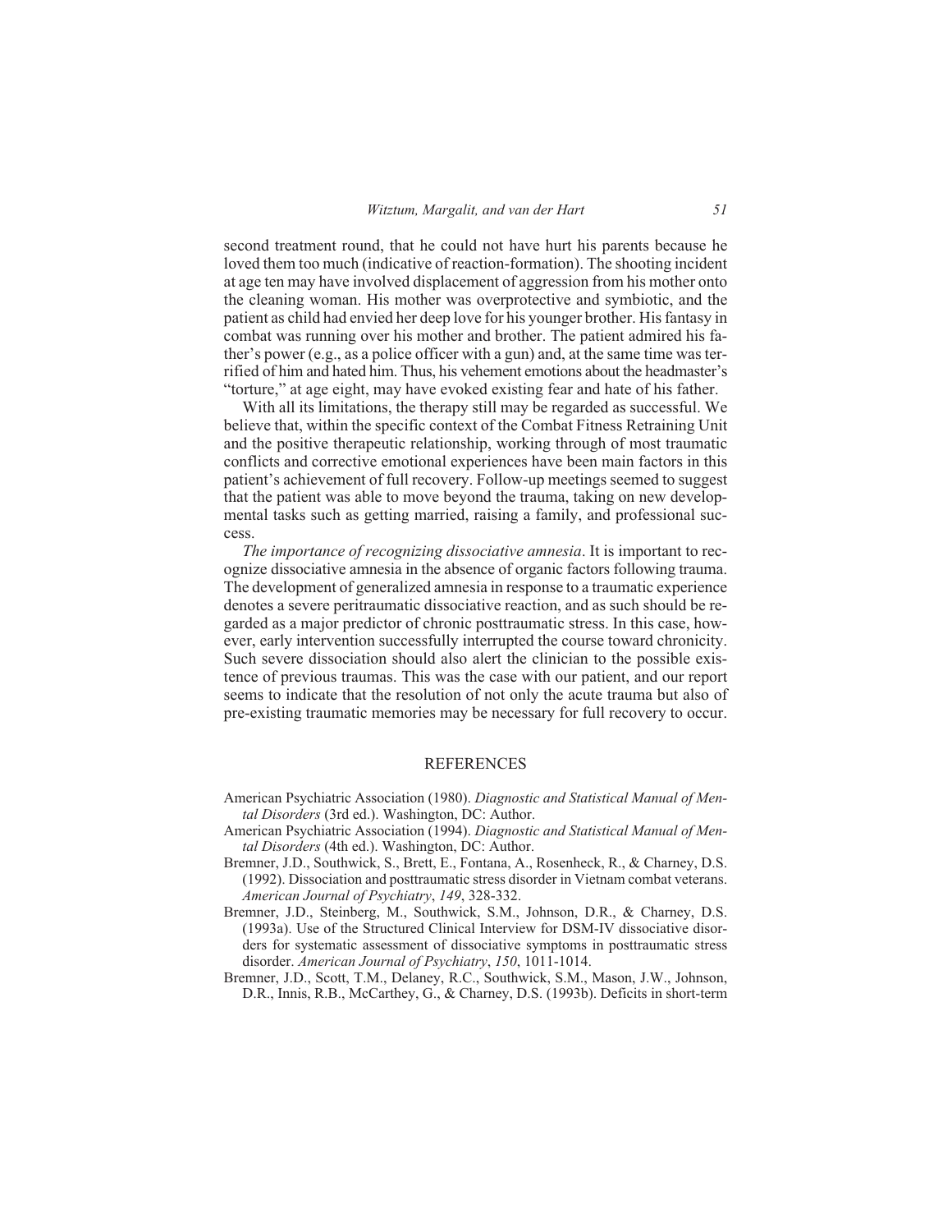second treatment round, that he could not have hurt his parents because he loved them too much (indicative of reaction-formation). The shooting incident at age ten may have involved displacement of aggression from his mother onto the cleaning woman. His mother was overprotective and symbiotic, and the patient as child had envied her deep love for his younger brother. His fantasy in combat was running over his mother and brother. The patient admired his father's power (e.g., as a police officer with a gun) and, at the same time was terrified of him and hated him. Thus, his vehement emotions about the headmaster's "torture," at age eight, may have evoked existing fear and hate of his father.

With all its limitations, the therapy still may be regarded as successful. We believe that, within the specific context of the Combat Fitness Retraining Unit and the positive therapeutic relationship, working through of most traumatic conflicts and corrective emotional experiences have been main factors in this patient's achievement of full recovery. Follow-up meetings seemed to suggest that the patient was able to move beyond the trauma, taking on new developmental tasks such as getting married, raising a family, and professional success.

*The importance of recognizing dissociative amnesia*. It is important to recognize dissociative amnesia in the absence of organic factors following trauma. The development of generalized amnesia in response to a traumatic experience denotes a severe peritraumatic dissociative reaction, and as such should be regarded as a major predictor of chronic posttraumatic stress. In this case, however, early intervention successfully interrupted the course toward chronicity. Such severe dissociation should also alert the clinician to the possible existence of previous traumas. This was the case with our patient, and our report seems to indicate that the resolution of not only the acute trauma but also of pre-existing traumatic memories may be necessary for full recovery to occur.

## REFERENCES

American Psychiatric Association (1980). *Diagnostic and Statistical Manual of Mental Disorders* (3rd ed.). Washington, DC: Author.

American Psychiatric Association (1994). *Diagnostic and Statistical Manual of Mental Disorders* (4th ed.). Washington, DC: Author.

Bremner, J.D., Southwick, S., Brett, E., Fontana, A., Rosenheck, R., & Charney, D.S. (1992). Dissociation and posttraumatic stress disorder in Vietnam combat veterans. *American Journal of Psychiatry*, *149*, 328-332.

Bremner, J.D., Steinberg, M., Southwick, S.M., Johnson, D.R., & Charney, D.S. (1993a). Use of the Structured Clinical Interview for DSM-IV dissociative disorders for systematic assessment of dissociative symptoms in posttraumatic stress disorder. *American Journal of Psychiatry*, *150*, 1011-1014.

Bremner, J.D., Scott, T.M., Delaney, R.C., Southwick, S.M., Mason, J.W., Johnson, D.R., Innis, R.B., McCarthey, G., & Charney, D.S. (1993b). Deficits in short-term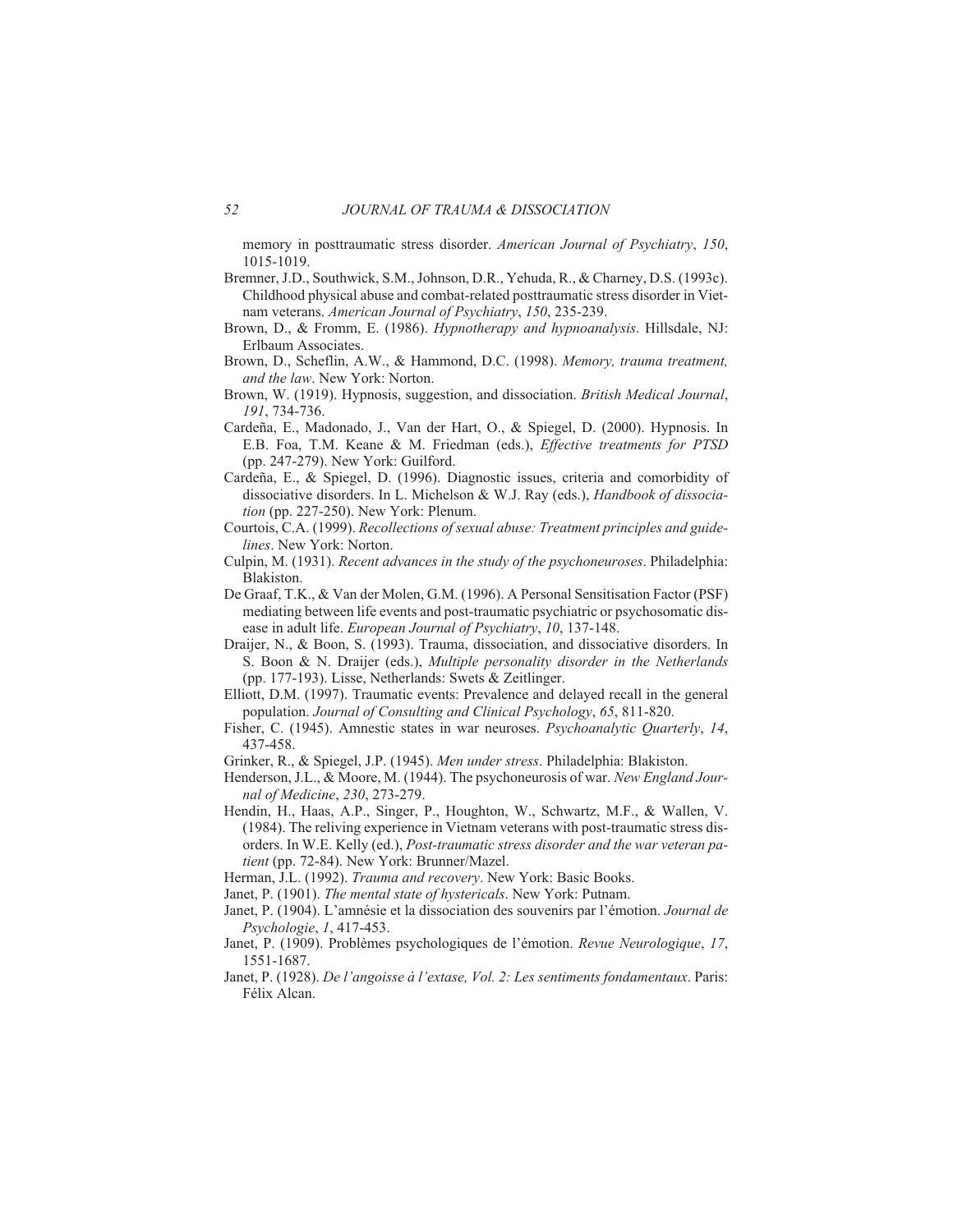memory in posttraumatic stress disorder. *American Journal of Psychiatry*, *150*, 1015-1019.

Bremner, J.D., Southwick, S.M., Johnson, D.R., Yehuda, R., & Charney, D.S. (1993c). Childhood physical abuse and combat-related posttraumatic stress disorder in Vietnam veterans. *American Journal of Psychiatry*, *150*, 235-239.

Brown, D., & Fromm, E. (1986). *Hypnotherapy and hypnoanalysis*. Hillsdale, NJ: Erlbaum Associates.

Brown, D., Scheflin, A.W., & Hammond, D.C. (1998). *Memory, trauma treatment, and the law*. New York: Norton.

Brown, W. (1919). Hypnosis, suggestion, and dissociation. *British Medical Journal*, *191*, 734-736.

Cardeña, E., Madonado, J., Van der Hart, O., & Spiegel, D. (2000). Hypnosis. In E.B. Foa, T.M. Keane & M. Friedman (eds.), *Effective treatments for PTSD* (pp. 247-279). New York: Guilford.

Cardeña, E., & Spiegel, D. (1996). Diagnostic issues, criteria and comorbidity of dissociative disorders. In L. Michelson & W.J. Ray (eds.), *Handbook of dissociation* (pp. 227-250). New York: Plenum.

Courtois, C.A. (1999). *Recollections of sexual abuse: Treatment principles and guidelines*. New York: Norton.

Culpin, M. (1931). *Recent advances in the study of the psychoneuroses*. Philadelphia: Blakiston.

De Graaf, T.K., & Van der Molen, G.M. (1996). A Personal Sensitisation Factor (PSF) mediating between life events and post-traumatic psychiatric or psychosomatic disease in adult life. *European Journal of Psychiatry*, *10*, 137-148.

Draijer, N., & Boon, S. (1993). Trauma, dissociation, and dissociative disorders. In S. Boon & N. Draijer (eds.), *Multiple personality disorder in the Netherlands* (pp. 177-193). Lisse, Netherlands: Swets & Zeitlinger.

Elliott, D.M. (1997). Traumatic events: Prevalence and delayed recall in the general population. *Journal of Consulting and Clinical Psychology*, *65*, 811-820.

Fisher, C. (1945). Amnestic states in war neuroses. *Psychoanalytic Quarterly*, *14*, 437-458.

Grinker, R., & Spiegel, J.P. (1945). *Men under stress*. Philadelphia: Blakiston.

Henderson, J.L., & Moore, M. (1944). The psychoneurosis of war. *New England Journal of Medicine*, *230*, 273-279.

Hendin, H., Haas, A.P., Singer, P., Houghton, W., Schwartz, M.F., & Wallen, V. (1984). The reliving experience in Vietnam veterans with post-traumatic stress disorders. In W.E. Kelly (ed.), *Post-traumatic stress disorder and the war veteran patient* (pp. 72-84). New York: Brunner/Mazel.

Herman, J.L. (1992). *Trauma and recovery*. New York: Basic Books.

Janet, P. (1901). *The mental state of hystericals*. New York: Putnam.

Janet, P. (1904). L'amnésie et la dissociation des souvenirs par l'émotion. *Journal de Psychologie*, *1*, 417-453.

Janet, P. (1909). Problèmes psychologiques de l'émotion. *Revue Neurologique*, *17*, 1551-1687.

Janet, P. (1928). *De l'angoisse à l'extase, Vol. 2: Les sentiments fondamentaux*. Paris: Félix Alcan.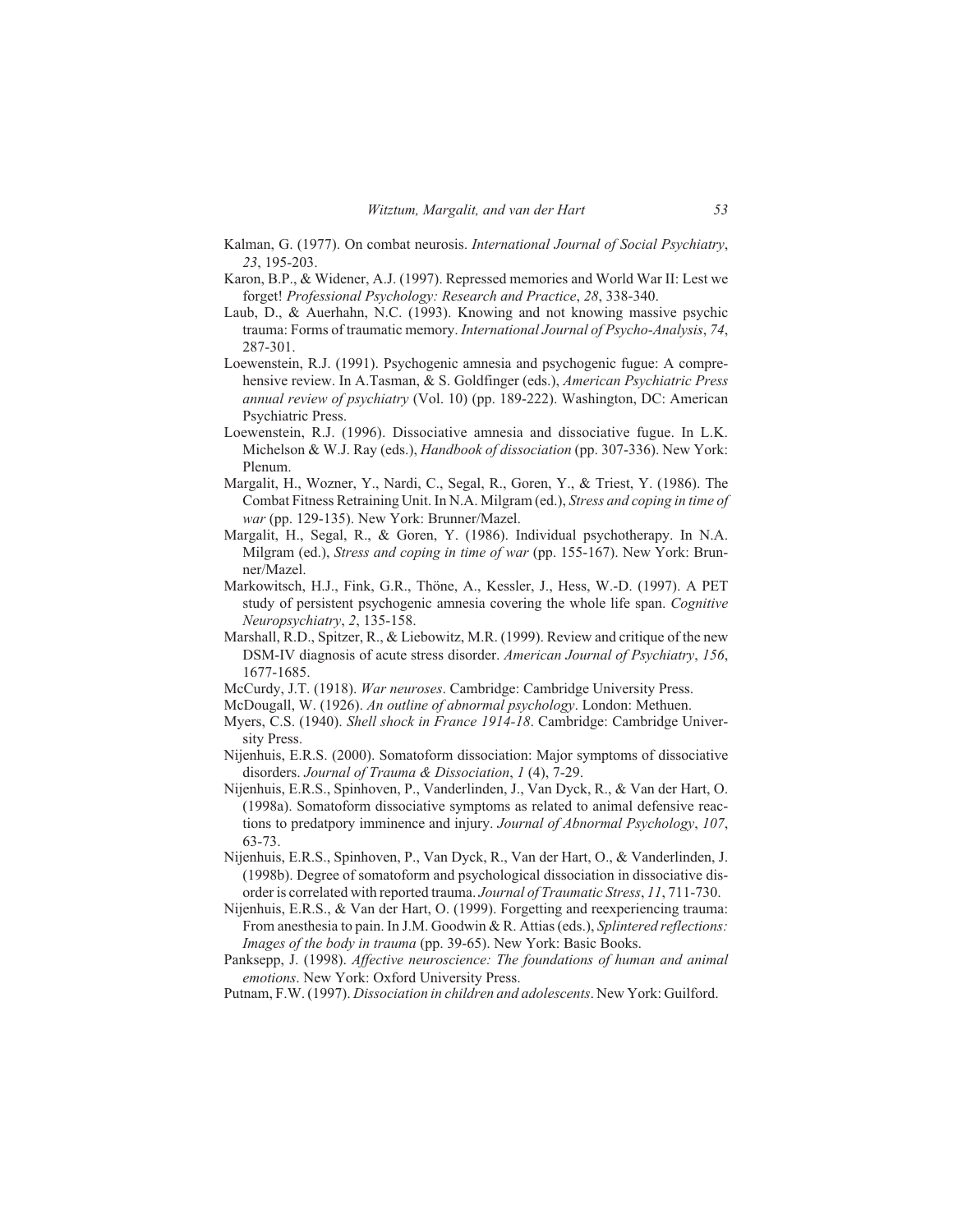Kalman, G. (1977). On combat neurosis. *International Journal of Social Psychiatry*, *23*, 195-203.

Karon, B.P., & Widener, A.J. (1997). Repressed memories and World War II: Lest we forget! *Professional Psychology: Research and Practice*, *28*, 338-340.

Laub, D., & Auerhahn, N.C. (1993). Knowing and not knowing massive psychic trauma: Forms of traumatic memory. *International Journal of Psycho-Analysis*, *74*, 287-301.

Loewenstein, R.J. (1991). Psychogenic amnesia and psychogenic fugue: A comprehensive review. In A.Tasman, & S. Goldfinger (eds.), *American Psychiatric Press annual review of psychiatry* (Vol. 10) (pp. 189-222). Washington, DC: American Psychiatric Press.

Loewenstein, R.J. (1996). Dissociative amnesia and dissociative fugue. In L.K. Michelson & W.J. Ray (eds.), *Handbook of dissociation* (pp. 307-336). New York: Plenum.

Margalit, H., Wozner, Y., Nardi, C., Segal, R., Goren, Y., & Triest, Y. (1986). The Combat Fitness Retraining Unit. In N.A. Milgram (ed.), *Stress and coping in time of war* (pp. 129-135). New York: Brunner/Mazel.

Margalit, H., Segal, R., & Goren, Y. (1986). Individual psychotherapy. In N.A. Milgram (ed.), *Stress and coping in time of war* (pp. 155-167). New York: Brunner/Mazel.

Markowitsch, H.J., Fink, G.R., Thöne, A., Kessler, J., Hess, W.-D. (1997). A PET study of persistent psychogenic amnesia covering the whole life span. *Cognitive Neuropsychiatry*, *2*, 135-158.

Marshall, R.D., Spitzer, R., & Liebowitz, M.R. (1999). Review and critique of the new DSM-IV diagnosis of acute stress disorder. *American Journal of Psychiatry*, *156*, 1677-1685.

McCurdy, J.T. (1918). *War neuroses*. Cambridge: Cambridge University Press.

McDougall, W. (1926). *An outline of abnormal psychology*. London: Methuen.

Myers, C.S. (1940). *Shell shock in France 1914-18*. Cambridge: Cambridge University Press.

Nijenhuis, E.R.S. (2000). Somatoform dissociation: Major symptoms of dissociative disorders. *Journal of Trauma & Dissociation*, *1* (4), 7-29.

Nijenhuis, E.R.S., Spinhoven, P., Vanderlinden, J., Van Dyck, R., & Van der Hart, O. (1998a). Somatoform dissociative symptoms as related to animal defensive reactions to predatpory imminence and injury. *Journal of Abnormal Psychology*, *107*, 63-73.

Nijenhuis, E.R.S., Spinhoven, P., Van Dyck, R., Van der Hart, O., & Vanderlinden, J. (1998b). Degree of somatoform and psychological dissociation in dissociative disorder is correlated with reported trauma. *Journal of Traumatic Stress*, *11*, 711-730.

Nijenhuis, E.R.S., & Van der Hart, O. (1999). Forgetting and reexperiencing trauma: From anesthesia to pain. In J.M. Goodwin & R. Attias (eds.), *Splintered reflections: Images of the body in trauma* (pp. 39-65). New York: Basic Books.

Panksepp, J. (1998). *Affective neuroscience: The foundations of human and animal emotions*. New York: Oxford University Press.

Putnam, F.W. (1997). *Dissociation in children and adolescents*. New York: Guilford.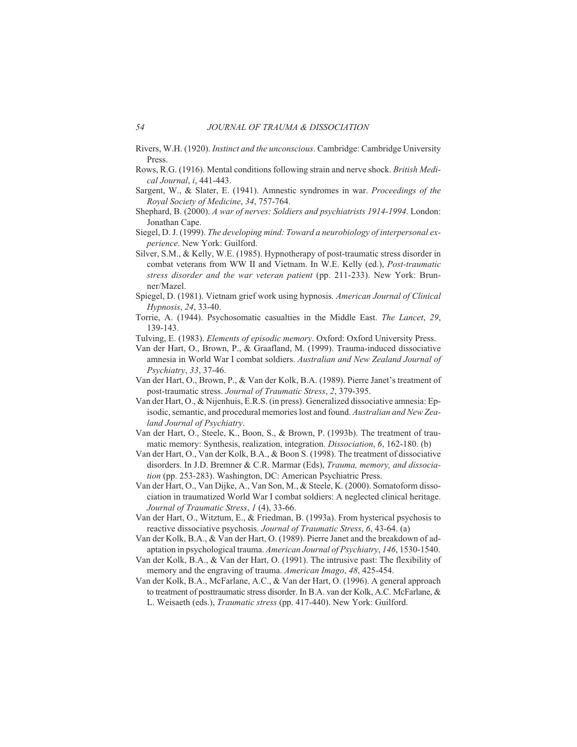Rivers, W.H. (1920). *Instinct and the unconscious*. Cambridge: Cambridge University Press.

Rows, R.G. (1916). Mental conditions following strain and nerve shock. *British Medical Journal*, *i*, 441-443.

Sargent, W., & Slater, E. (1941). Amnestic syndromes in war. *Proceedings of the Royal Society of Medicine*, *34*, 757-764.

Shephard, B. (2000). *A war of nerves: Soldiers and psychiatrists 1914-1994*. London: Jonathan Cape.

Siegel, D. J. (1999). *The developing mind: Toward a neurobiology of interpersonal experience*. New York: Guilford.

Silver, S.M., & Kelly, W.E. (1985). Hypnotherapy of post-traumatic stress disorder in combat veterans from WW II and Vietnam. In W.E. Kelly (ed.), *Post-traumatic stress disorder and the war veteran patient* (pp. 211-233). New York: Brunner/Mazel.

Spiegel, D. (1981). Vietnam grief work using hypnosis*. American Journal of Clinical Hypnosis*, *24*, 33-40.

Torrie, A. (1944). Psychosomatic casualties in the Middle East. *The Lancet*, *29*, 139-143.

Tulving, E. (1983). *Elements of episodic memory*. Oxford: Oxford University Press.

Van der Hart, O., Brown, P., & Graafland, M. (1999). Trauma-induced dissociative amnesia in World War I combat soldiers. *Australian and New Zealand Journal of Psychiatry*, *33*, 37-46.

Van der Hart, O., Brown, P., & Van der Kolk, B.A. (1989). Pierre Janet's treatment of post-traumatic stress. *Journal of Traumatic Stress*, *2*, 379-395.

Van der Hart, O., & Nijenhuis, E.R.S. (in press). Generalized dissociative amnesia: Episodic, semantic, and procedural memories lost and found. *Australian and New Zealand Journal of Psychiatry*.

Van der Hart, O., Steele, K., Boon, S., & Brown, P. (1993b). The treatment of traumatic memory: Synthesis, realization, integration. *Dissociation*, *6*, 162-180. (b)

Van der Hart, O., Van der Kolk, B.A., & Boon S. (1998). The treatment of dissociative disorders. In J.D. Bremner & C.R. Marmar (Eds), *Trauma, memory, and dissociation* (pp. 253-283). Washington, DC: American Psychiatric Press.

Van der Hart, O., Van Dijke, A., Van Son, M., & Steele, K. (2000). Somatoform dissociation in traumatized World War I combat soldiers: A neglected clinical heritage. *Journal of Traumatic Stress*, *1* (4), 33-66.

Van der Hart, O., Witztum, E., & Friedman, B. (1993a). From hysterical psychosis to reactive dissociative psychosis. *Journal of Traumatic Stress*, *6*, 43-64. (a)

Van der Kolk, B.A., & Van der Hart, O. (1989). Pierre Janet and the breakdown of adaptation in psychological trauma. *American Journal of Psychiatry*, *146*, 1530-1540.

Van der Kolk, B.A., & Van der Hart, O. (1991). The intrusive past: The flexibility of memory and the engraving of trauma. *American Imago*, *48*, 425-454.

Van der Kolk, B.A., McFarlane, A.C., & Van der Hart, O. (1996). A general approach to treatment of posttraumatic stress disorder. In B.A. van der Kolk, A.C. McFarlane, & L. Weisaeth (eds.), *Traumatic stress* (pp. 417-440). New York: Guilford.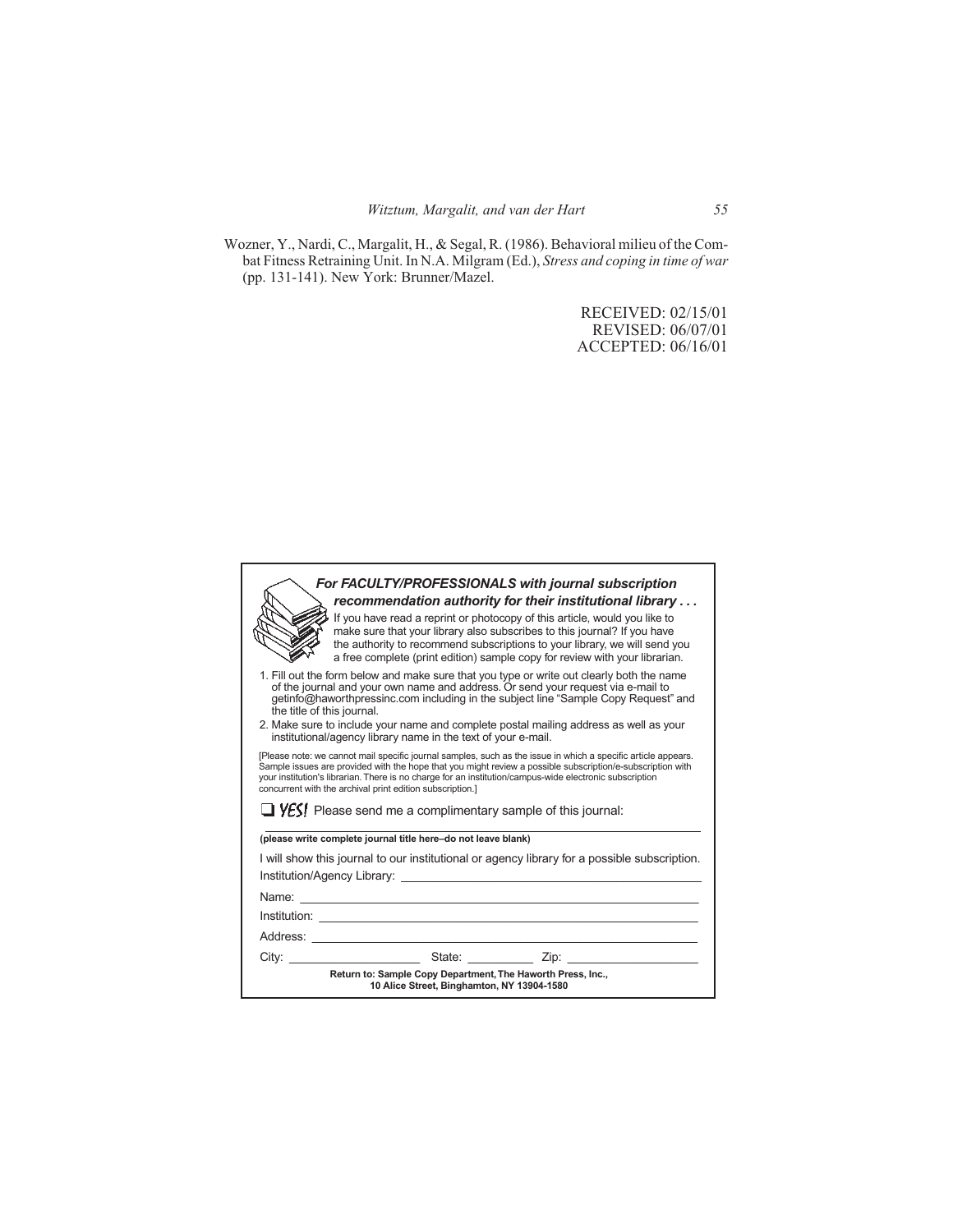Wozner, Y., Nardi, C., Margalit, H., & Segal, R. (1986). Behavioral milieu of the Combat Fitness Retraining Unit. In N.A. Milgram (Ed.), *Stress and coping in time of war* (pp. 131-141). New York: Brunner/Mazel.

RECEIVED: 02/15/01
REVISED: 06/07/01
ACCEPTED: 06/16/01

***For FACULTY/PROFESSIONALS with journal subscription recommendation authority for their institutional library . . .***

If you have read a reprint or photocopy of this article, would you like to make sure that your library also subscribes to this journal? If you have the authority to recommend subscriptions to your library, we will send you a free complete (print edition) sample copy for review with your librarian.

1. Fill out the form below and make sure that you type or write out clearly both the name of the journal and your own name and address. Or send your request via e-mail to getinfo@haworthpressinc.com including in the subject line "Sample Copy Request" and the title of this journal.
2. Make sure to include your name and complete postal mailing address as well as your institutional/agency library name in the text of your e-mail.

[Please note: we cannot mail specific journal samples, such as the issue in which a specific article appears. Sample issues are provided with the hope that you might review a possible subscription/e-subscription with your institution's librarian. There is no charge for an institution/campus-wide electronic subscription concurrent with the archival print edition subscription.]

❑ *YES!* Please send me a complimentary sample of this journal:

\_\_\_\_\_\_\_\_\_\_\_\_\_\_\_\_\_\_\_\_\_\_\_\_\_\_\_\_\_\_\_\_\_\_\_\_\_\_\_\_\_\_\_\_\_\_\_\_

**(please write complete journal title here–do not leave blank)**

I will show this journal to our institutional or agency library for a possible subscription.

Institution/Agency Library: \_\_\_\_\_\_\_\_\_\_\_\_\_\_\_\_\_\_\_\_\_\_\_\_\_\_\_\_\_\_\_\_

Name: \_\_\_\_\_\_\_\_\_\_\_\_\_\_\_\_\_\_\_\_\_\_\_\_\_\_\_\_\_\_\_\_\_\_\_\_\_\_\_\_\_\_\_\_

Institution: \_\_\_\_\_\_\_\_\_\_\_\_\_\_\_\_\_\_\_\_\_\_\_\_\_\_\_\_\_\_\_\_\_\_\_\_\_\_\_\_

Address: \_\_\_\_\_\_\_\_\_\_\_\_\_\_\_\_\_\_\_\_\_\_\_\_\_\_\_\_\_\_\_\_\_\_\_\_\_\_\_\_\_\_

City: \_\_\_\_\_\_\_\_\_\_\_\_\_\_\_\_ State: \_\_\_\_\_\_\_\_ Zip: \_\_\_\_\_\_\_\_\_\_\_\_\_\_\_\_

**Return to: Sample Copy Department, The Haworth Press, Inc., 10 Alice Street, Binghamton, NY 13904-1580**